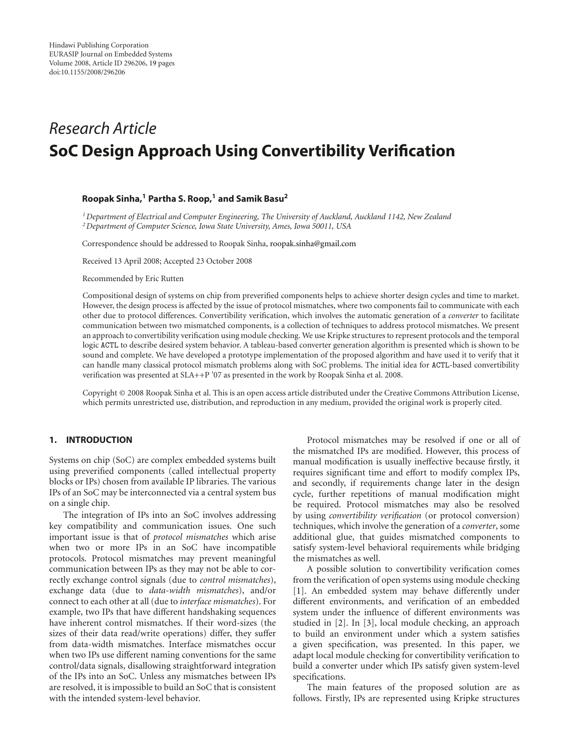Hindawi Publishing Corporation
EURASIP Journal on Embedded Systems
Volume 2008, Article ID 296206, 19 pages
doi:10.1155/2008/296206

*Research Article*

# SoC Design Approach Using Convertibility Verification

**Roopak Sinha,[1] Partha S. Roop,[1] and Samik Basu[2]**

[1] *Department of Electrical and Computer Engineering, The University of Auckland, Auckland 1142, New Zealand*
[2] *Department of Computer Science, Iowa State University, Ames, Iowa 50011, USA*

Correspondence should be addressed to Roopak Sinha, roopak.sinha@gmail.com

Received 13 April 2008; Accepted 23 October 2008

Recommended by Eric Rutten

Compositional design of systems on chip from preverified components helps to achieve shorter design cycles and time to market. However, the design process is affected by the issue of protocol mismatches, where two components fail to communicate with each other due to protocol differences. Convertibility verification, which involves the automatic generation of a *converter* to facilitate communication between two mismatched components, is a collection of techniques to address protocol mismatches. We present an approach to convertibility verification using module checking. We use Kripke structures to represent protocols and the temporal logic ACTL to describe desired system behavior. A tableau-based converter generation algorithm is presented which is shown to be sound and complete. We have developed a prototype implementation of the proposed algorithm and have used it to verify that it can handle many classical protocol mismatch problems along with SoC problems. The initial idea for ACTL-based convertibility verification was presented at SLA++P '07 as presented in the work by Roopak Sinha et al. 2008.

Copyright © 2008 Roopak Sinha et al. This is an open access article distributed under the Creative Commons Attribution License, which permits unrestricted use, distribution, and reproduction in any medium, provided the original work is properly cited.

## 1. INTRODUCTION

Systems on chip (SoC) are complex embedded systems built using preverified components (called intellectual property blocks or IPs) chosen from available IP libraries. The various IPs of an SoC may be interconnected via a central system bus on a single chip.

The integration of IPs into an SoC involves addressing key compatibility and communication issues. One such important issue is that of *protocol mismatches* which arise when two or more IPs in an SoC have incompatible protocols. Protocol mismatches may prevent meaningful communication between IPs as they may not be able to correctly exchange control signals (due to *control mismatches*), exchange data (due to *data-width mismatches*), and/or connect to each other at all (due to *interface mismatches*). For example, two IPs that have different handshaking sequences have inherent control mismatches. If their word-sizes (the sizes of their data read/write operations) differ, they suffer from data-width mismatches. Interface mismatches occur when two IPs use different naming conventions for the same control/data signals, disallowing straightforward integration of the IPs into an SoC. Unless any mismatches between IPs are resolved, it is impossible to build an SoC that is consistent with the intended system-level behavior.

Protocol mismatches may be resolved if one or all of the mismatched IPs are modified. However, this process of manual modification is usually ineffective because firstly, it requires significant time and effort to modify complex IPs, and secondly, if requirements change later in the design cycle, further repetitions of manual modification might be required. Protocol mismatches may also be resolved by using *convertibility verification* (or protocol conversion) techniques, which involve the generation of a *converter*, some additional glue, that guides mismatched components to satisfy system-level behavioral requirements while bridging the mismatches as well.

A possible solution to convertibility verification comes from the verification of open systems using module checking [1]. An embedded system may behave differently under different environments, and verification of an embedded system under the influence of different environments was studied in [2]. In [3], local module checking, an approach to build an environment under which a system satisfies a given specification, was presented. In this paper, we adapt local module checking for convertibility verification to build a converter under which IPs satisfy given system-level specifications.

The main features of the proposed solution are as follows. Firstly, IPs are represented using Kripke structures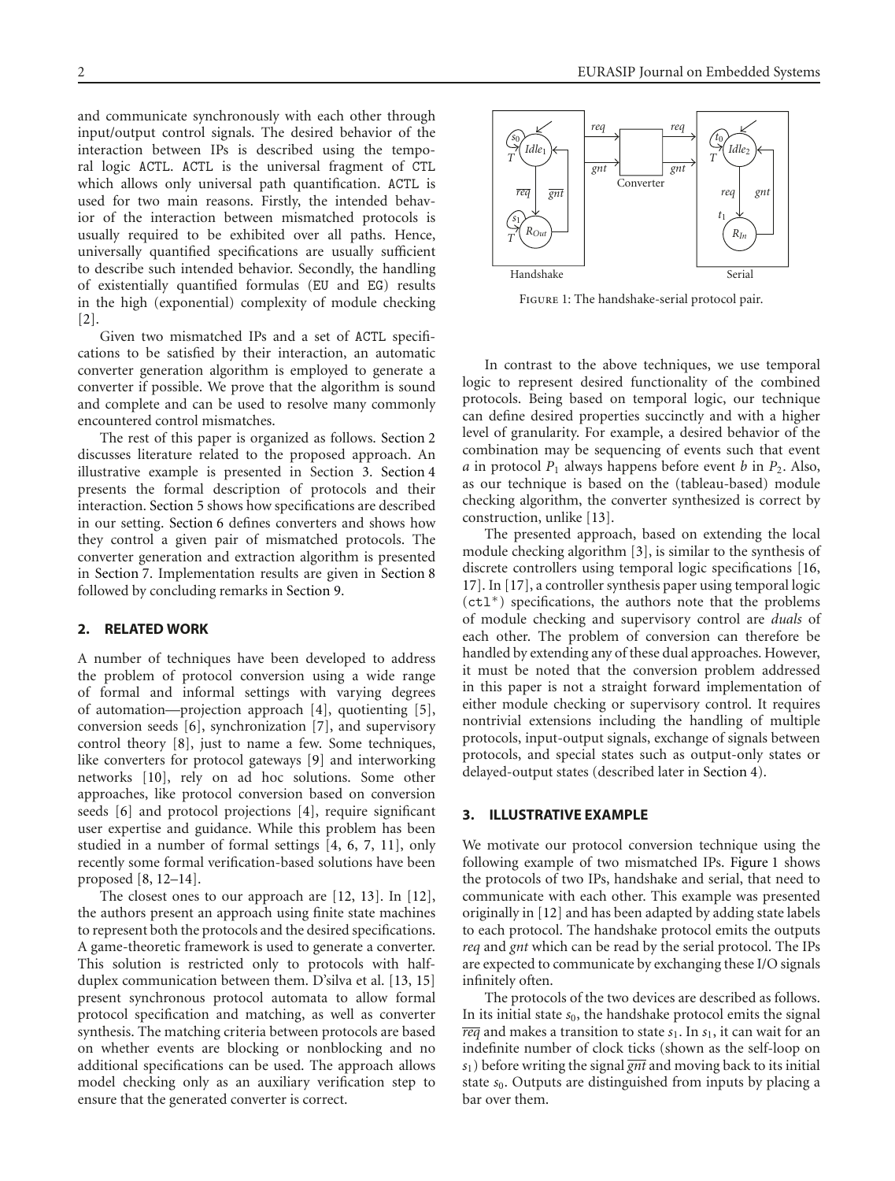and communicate synchronously with each other through input/output control signals. The desired behavior of the interaction between IPs is described using the temporal logic ACTL. ACTL is the universal fragment of CTL which allows only universal path quantification. ACTL is used for two main reasons. Firstly, the intended behavior of the interaction between mismatched protocols is usually required to be exhibited over all paths. Hence, universally quantified specifications are usually sufficient to describe such intended behavior. Secondly, the handling of existentially quantified formulas (EU and EG) results in the high (exponential) complexity of module checking [2].

Given two mismatched IPs and a set of ACTL specifications to be satisfied by their interaction, an automatic converter generation algorithm is employed to generate a converter if possible. We prove that the algorithm is sound and complete and can be used to resolve many commonly encountered control mismatches.

The rest of this paper is organized as follows. Section 2 discusses literature related to the proposed approach. An illustrative example is presented in Section 3. Section 4 presents the formal description of protocols and their interaction. Section 5 shows how specifications are described in our setting. Section 6 defines converters and shows how they control a given pair of mismatched protocols. The converter generation and extraction algorithm is presented in Section 7. Implementation results are given in Section 8 followed by concluding remarks in Section 9.

## 2. RELATED WORK

A number of techniques have been developed to address the problem of protocol conversion using a wide range of formal and informal settings with varying degrees of automation—projection approach [4], quotienting [5], conversion seeds [6], synchronization [7], and supervisory control theory [8], just to name a few. Some techniques, like converters for protocol gateways [9] and interworking networks [10], rely on ad hoc solutions. Some other approaches, like protocol conversion based on conversion seeds [6] and protocol projections [4], require significant user expertise and guidance. While this problem has been studied in a number of formal settings [4, 6, 7, 11], only recently some formal verification-based solutions have been proposed [8, 12–14].

The closest ones to our approach are [12, 13]. In [12], the authors present an approach using finite state machines to represent both the protocols and the desired specifications. A game-theoretic framework is used to generate a converter. This solution is restricted only to protocols with half-duplex communication between them. D'silva et al. [13, 15] present synchronous protocol automata to allow formal protocol specification and matching, as well as converter synthesis. The matching criteria between protocols are based on whether events are blocking or nonblocking and no additional specifications can be used. The approach allows model checking only as an auxiliary verification step to ensure that the generated converter is correct.

Figure 1: The handshake-serial protocol pair.

In contrast to the above techniques, we use temporal logic to represent desired functionality of the combined protocols. Being based on temporal logic, our technique can define desired properties succinctly and with a higher level of granularity. For example, a desired behavior of the combination may be sequencing of events such that event $a$ in protocol $P_1$ always happens before event $b$ in $P_2$. Also, as our technique is based on the (tableau-based) module checking algorithm, the converter synthesized is correct by construction, unlike [13].

The presented approach, based on extending the local module checking algorithm [3], is similar to the synthesis of discrete controllers using temporal logic specifications [16, 17]. In [17], a controller synthesis paper using temporal logic (ctl*) specifications, the authors note that the problems of module checking and supervisory control are *duals* of each other. The problem of conversion can therefore be handled by extending any of these dual approaches. However, it must be noted that the conversion problem addressed in this paper is not a straight forward implementation of either module checking or supervisory control. It requires nontrivial extensions including the handling of multiple protocols, input-output signals, exchange of signals between protocols, and special states such as output-only states or delayed-output states (described later in Section 4).

## 3. ILLUSTRATIVE EXAMPLE

We motivate our protocol conversion technique using the following example of two mismatched IPs. Figure 1 shows the protocols of two IPs, handshake and serial, that need to communicate with each other. This example was presented originally in [12] and has been adapted by adding state labels to each protocol. The handshake protocol emits the outputs *req* and *gnt* which can be read by the serial protocol. The IPs are expected to communicate by exchanging these I/O signals infinitely often.

The protocols of the two devices are described as follows. In its initial state $s_0$, the handshake protocol emits the signal $\overline{req}$ and makes a transition to state $s_1$. In $s_1$, it can wait for an indefinite number of clock ticks (shown as the self-loop on $s_1$) before writing the signal $\overline{gnt}$ and moving back to its initial state $s_0$. Outputs are distinguished from inputs by placing a bar over them.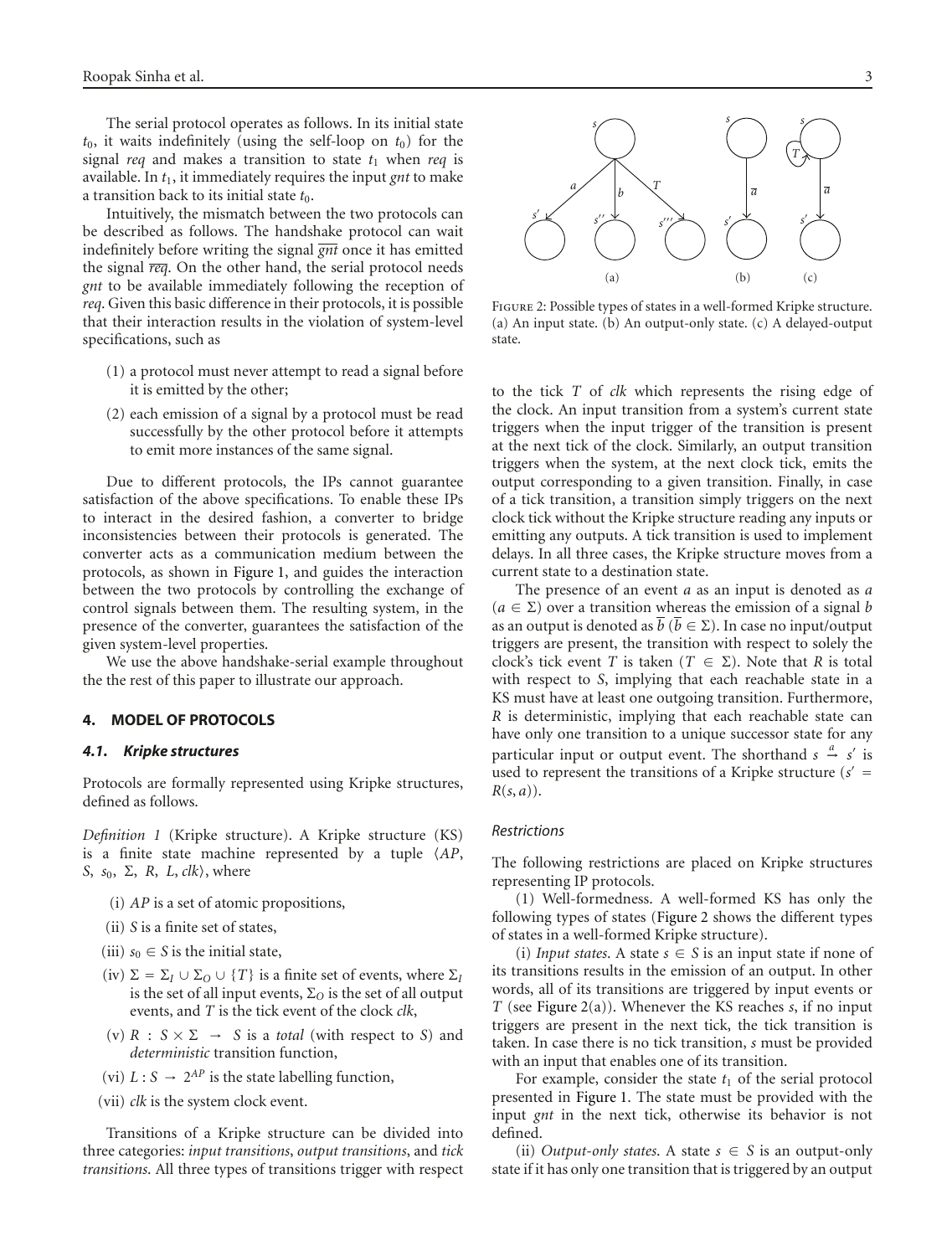The serial protocol operates as follows. In its initial state $t_0$, it waits indefinitely (using the self-loop on $t_0$) for the signal *req* and makes a transition to state $t_1$ when *req* is available. In $t_1$, it immediately requires the input *gnt* to make a transition back to its initial state $t_0$.

Intuitively, the mismatch between the two protocols can be described as follows. The handshake protocol can wait indefinitely before writing the signal $\overline{gnt}$ once it has emitted the signal $\overline{req}$. On the other hand, the serial protocol needs *gnt* to be available immediately following the reception of *req*. Given this basic difference in their protocols, it is possible that their interaction results in the violation of system-level specifications, such as

(1) a protocol must never attempt to read a signal before it is emitted by the other;

(2) each emission of a signal by a protocol must be read successfully by the other protocol before it attempts to emit more instances of the same signal.

Due to different protocols, the IPs cannot guarantee satisfaction of the above specifications. To enable these IPs to interact in the desired fashion, a converter to bridge inconsistencies between their protocols is generated. The converter acts as a communication medium between the protocols, as shown in Figure 1, and guides the interaction between the two protocols by controlling the exchange of control signals between them. The resulting system, in the presence of the converter, guarantees the satisfaction of the given system-level properties.

We use the above handshake-serial example throughout the the rest of this paper to illustrate our approach.

## 4. MODEL OF PROTOCOLS

### 4.1. Kripke structures

Protocols are formally represented using Kripke structures, defined as follows.

*Definition 1* (Kripke structure). A Kripke structure (KS) is a finite state machine represented by a tuple $\langle AP, S, s_0, \Sigma, R, L, clk \rangle$, where

(i) $AP$ is a set of atomic propositions,

(ii) $S$ is a finite set of states,

(iii) $s_0 \in S$ is the initial state,

(iv) $\Sigma = \Sigma_I \cup \Sigma_O \cup \{T\}$ is a finite set of events, where $\Sigma_I$ is the set of all input events, $\Sigma_O$ is the set of all output events, and $T$ is the tick event of the clock *clk*,

(v) $R : S \times \Sigma \rightarrow S$ is a *total* (with respect to $S$) and *deterministic* transition function,

(vi) $L : S \rightarrow 2^{AP}$ is the state labelling function,

(vii) *clk* is the system clock event.

Transitions of a Kripke structure can be divided into three categories: *input transitions*, *output transitions*, and *tick transitions*. All three types of transitions trigger with respect to the tick $T$ of *clk* which represents the rising edge of the clock. An input transition from a system's current state triggers when the input trigger of the transition is present at the next tick of the clock. Similarly, an output transition triggers when the system, at the next clock tick, emits the output corresponding to a given transition. Finally, in case of a tick transition, a transition simply triggers on the next clock tick without the Kripke structure reading any inputs or emitting any outputs. A tick transition is used to implement delays. In all three cases, the Kripke structure moves from a current state to a destination state.

Figure 2: Possible types of states in a well-formed Kripke structure. (a) An input state. (b) An output-only state. (c) A delayed-output state.

The presence of an event $a$ as an input is denoted as $a$ ($a \in \Sigma$) over a transition whereas the emission of a signal $b$ as an output is denoted as $\overline{b}$ ($\overline{b} \in \Sigma$). In case no input/output triggers are present, the transition with respect to solely the clock's tick event $T$ is taken ($T \in \Sigma$). Note that $R$ is total with respect to $S$, implying that each reachable state in a KS must have at least one outgoing transition. Furthermore, $R$ is deterministic, implying that each reachable state can have only one transition to a unique successor state for any particular input or output event. The shorthand $s \xrightarrow{a} s'$ is used to represent the transitions of a Kripke structure ($s' = R(s, a)$).

#### Restrictions

The following restrictions are placed on Kripke structures representing IP protocols.

(1) Well-formedness. A well-formed KS has only the following types of states (Figure 2 shows the different types of states in a well-formed Kripke structure).

(i) *Input states*. A state $s \in S$ is an input state if none of its transitions results in the emission of an output. In other words, all of its transitions are triggered by input events or $T$ (see Figure 2(a)). Whenever the KS reaches $s$, if no input triggers are present in the next tick, the tick transition is taken. In case there is no tick transition, $s$ must be provided with an input that enables one of its transition.

For example, consider the state $t_1$ of the serial protocol presented in Figure 1. The state must be provided with the input *gnt* in the next tick, otherwise its behavior is not defined.

(ii) *Output-only states*. A state $s \in S$ is an output-only state if it has only one transition that is triggered by an output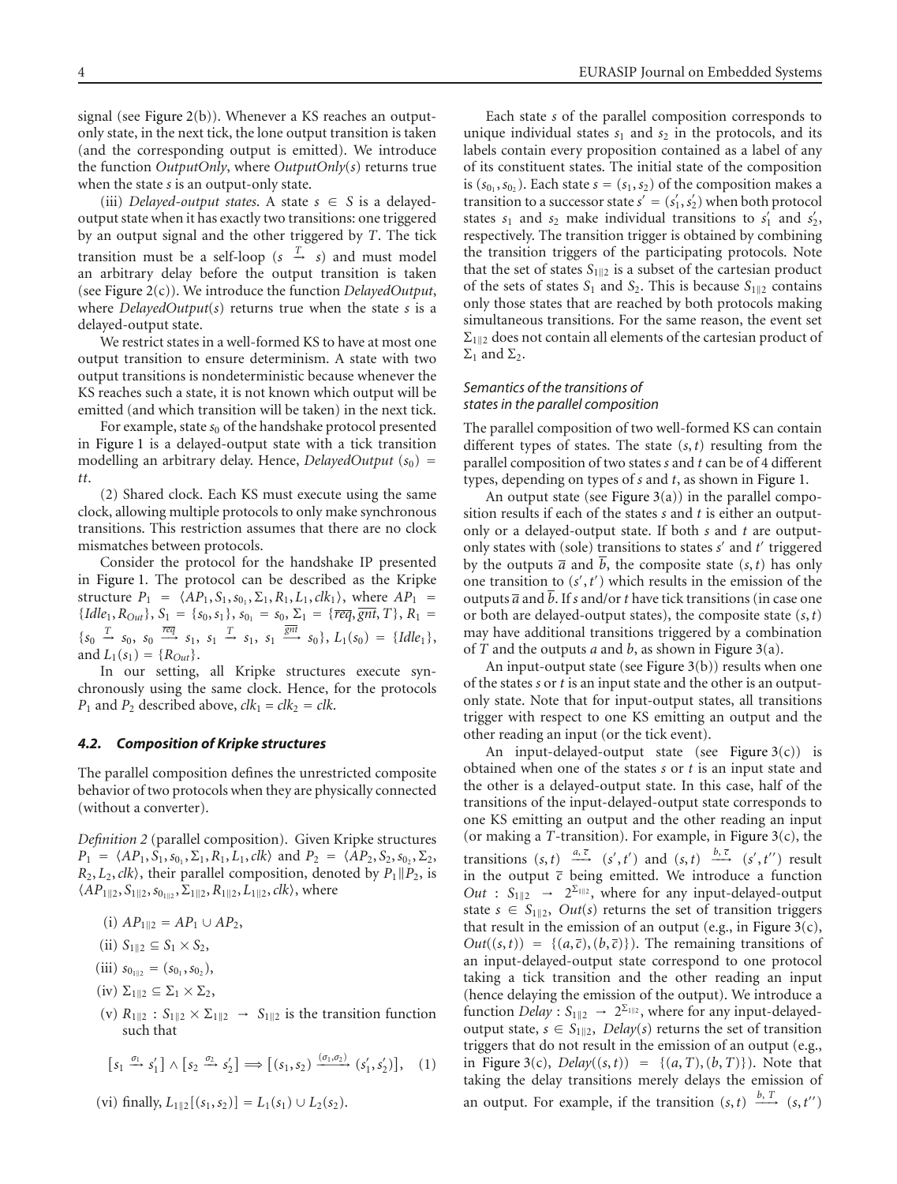signal (see Figure 2(b)). Whenever a KS reaches an output-only state, in the next tick, the lone output transition is taken (and the corresponding output is emitted). We introduce the function *OutputOnly*, where *OutputOnly*($s$) returns true when the state $s$ is an output-only state.

(iii) *Delayed-output states*. A state $s \in S$ is a delayed-output state when it has exactly two transitions: one triggered by an output signal and the other triggered by $T$. The tick transition must be a self-loop ($s \xrightarrow{T} s$) and must model an arbitrary delay before the output transition is taken (see Figure 2(c)). We introduce the function *DelayedOutput*, where *DelayedOutput*($s$) returns true when the state $s$ is a delayed-output state.

We restrict states in a well-formed KS to have at most one output transition to ensure determinism. A state with two output transitions is nondeterministic because whenever the KS reaches such a state, it is not known which output will be emitted (and which transition will be taken) in the next tick.

For example, state $s_0$ of the handshake protocol presented in Figure 1 is a delayed-output state with a tick transition modelling an arbitrary delay. Hence, *DelayedOutput* ($s_0$) = *tt*.

(2) Shared clock. Each KS must execute using the same clock, allowing multiple protocols to only make synchronous transitions. This restriction assumes that there are no clock mismatches between protocols.

Consider the protocol for the handshake IP presented in Figure 1. The protocol can be described as the Kripke structure $P_1 = \langle AP_1, S_1, s_{0_1}, \Sigma_1, R_1, L_1, clk_1 \rangle$, where $AP_1 = \{Idle_1, R_{Out}\}$, $S_1 = \{s_0, s_1\}$, $s_{0_1} = s_0$, $\Sigma_1 = \{\overline{req}, \overline{gnt}, T\}$, $R_1 = \{s_0 \xrightarrow{T} s_0,\ s_0 \xrightarrow{\overline{req}} s_1,\ s_1 \xrightarrow{T} s_1,\ s_1 \xrightarrow{\overline{gnt}} s_0\}$, $L_1(s_0) = \{Idle_1\}$, and $L_1(s_1) = \{R_{Out}\}$.

In our setting, all Kripke structures execute synchronously using the same clock. Hence, for the protocols $P_1$ and $P_2$ described above, $clk_1 = clk_2 = clk$.

#### 4.2. Composition of Kripke structures

The parallel composition defines the unrestricted composite behavior of two protocols when they are physically connected (without a converter).

*Definition 2* (parallel composition). Given Kripke structures $P_1 = \langle AP_1, S_1, s_{0_1}, \Sigma_1, R_1, L_1, clk \rangle$ and $P_2 = \langle AP_2, S_2, s_{0_2}, \Sigma_2, R_2, L_2, clk \rangle$, their parallel composition, denoted by $P_1 \| P_2$, is $\langle AP_{1\|2}, S_{1\|2}, s_{0_{1\|2}}, \Sigma_{1\|2}, R_{1\|2}, L_{1\|2}, clk \rangle$, where

(i) $AP_{1\|2} = AP_1 \cup AP_2$,

(ii) $S_{1\|2} \subseteq S_1 \times S_2$,

(iii) $s_{0_{1\|2}} = (s_{0_1}, s_{0_2})$,

(iv) $\Sigma_{1\|2} \subseteq \Sigma_1 \times \Sigma_2$,

(v) $R_{1\|2} : S_{1\|2} \times \Sigma_{1\|2} \rightarrow S_{1\|2}$ is the transition function such that

$$[s_1 \xrightarrow{\sigma_1} s_1'] \wedge [s_2 \xrightarrow{\sigma_2} s_2'] \Longrightarrow [(s_1, s_2) \xrightarrow{(\sigma_1, \sigma_2)} (s_1', s_2')], \quad (1)$$

(vi) finally, $L_{1\|2}[(s_1, s_2)] = L_1(s_1) \cup L_2(s_2)$.

Each state $s$ of the parallel composition corresponds to unique individual states $s_1$ and $s_2$ in the protocols, and its labels contain every proposition contained as a label of any of its constituent states. The initial state of the composition is $(s_{0_1}, s_{0_2})$. Each state $s = (s_1, s_2)$ of the composition makes a transition to a successor state $s' = (s_1', s_2')$ when both protocol states $s_1$ and $s_2$ make individual transitions to $s_1'$ and $s_2'$, respectively. The transition trigger is obtained by combining the transition triggers of the participating protocols. Note that the set of states $S_{1\|2}$ is a subset of the cartesian product of the sets of states $S_1$ and $S_2$. This is because $S_{1\|2}$ contains only those states that are reached by both protocols making simultaneous transitions. For the same reason, the event set $\Sigma_{1\|2}$ does not contain all elements of the cartesian product of $\Sigma_1$ and $\Sigma_2$.

*Semantics of the transitions of states in the parallel composition*

The parallel composition of two well-formed KS can contain different types of states. The state $(s, t)$ resulting from the parallel composition of two states $s$ and $t$ can be of 4 different types, depending on types of $s$ and $t$, as shown in Figure 1.

An output state (see Figure 3(a)) in the parallel composition results if each of the states $s$ and $t$ is either an output-only or a delayed-output state. If both $s$ and $t$ are output-only states with (sole) transitions to states $s'$ and $t'$ triggered by the outputs $\overline{a}$ and $\overline{b}$, the composite state $(s, t)$ has only one transition to $(s', t')$ which results in the emission of the outputs $\overline{a}$ and $\overline{b}$. If $s$ and/or $t$ have tick transitions (in case one or both are delayed-output states), the composite state $(s, t)$ may have additional transitions triggered by a combination of $T$ and the outputs $a$ and $b$, as shown in Figure 3(a).

An input-output state (see Figure 3(b)) results when one of the states $s$ or $t$ is an input state and the other is an output-only state. Note that for input-output states, all transitions trigger with respect to one KS emitting an output and the other reading an input (or the tick event).

An input-delayed-output state (see Figure 3(c)) is obtained when one of the states $s$ or $t$ is an input state and the other is a delayed-output state. In this case, half of the transitions of the input-delayed-output state corresponds to one KS emitting an output and the other reading an input (or making a $T$-transition). For example, in Figure 3(c), the transitions $(s, t) \xrightarrow{a, \overline{c}} (s', t')$ and $(s, t) \xrightarrow{b, \overline{c}} (s', t'')$ result in the output $\overline{c}$ being emitted. We introduce a function $Out : S_{1\|2} \rightarrow 2^{\Sigma_{1\|2}}$, where for any input-delayed-output state $s \in S_{1\|2}$, $Out(s)$ returns the set of transition triggers that result in the emission of an output (e.g., in Figure 3(c), $Out((s, t)) = \{(a, \overline{c}), (b, \overline{c})\}$). The remaining transitions of an input-delayed-output state correspond to one protocol taking a tick transition and the other reading an input (hence delaying the emission of the output). We introduce a function $Delay : S_{1\|2} \rightarrow 2^{\Sigma_{1\|2}}$, where for any input-delayed-output state, $s \in S_{1\|2}$, $Delay(s)$ returns the set of transition triggers that do not result in the emission of an output (e.g., in Figure 3(c), $Delay((s, t)) = \{(a, T), (b, T)\}$). Note that taking the delay transitions merely delays the emission of an output. For example, if the transition $(s, t) \xrightarrow{b, T} (s, t'')$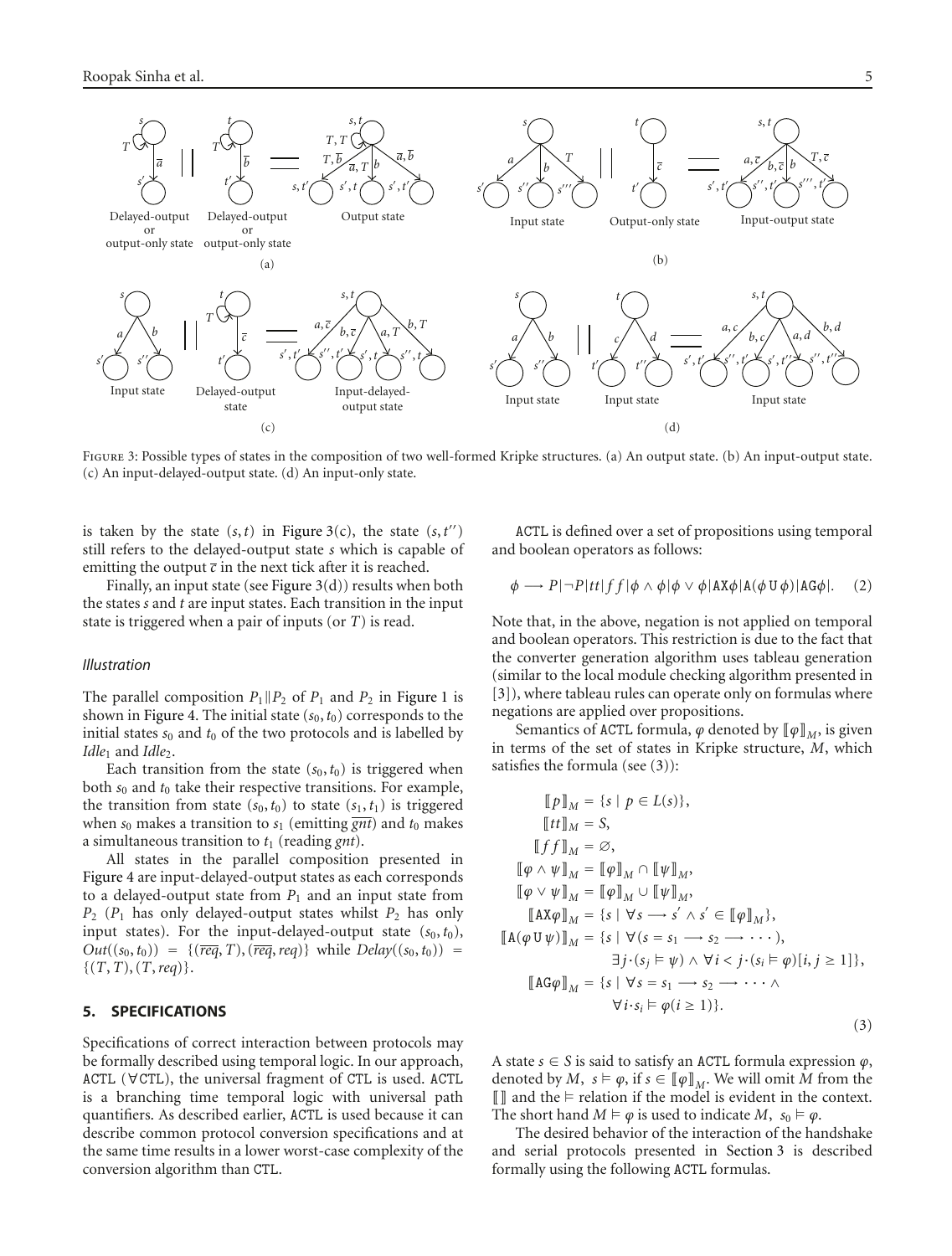Figure 3: Possible types of states in the composition of two well-formed Kripke structures. (a) An output state. (b) An input-output state. (c) An input-delayed-output state. (d) An input-only state.

is taken by the state $(s, t)$ in Figure 3(c), the state $(s, t'')$ still refers to the delayed-output state $s$ which is capable of emitting the output $\overline{c}$ in the next tick after it is reached.

Finally, an input state (see Figure 3(d)) results when both the states $s$ and $t$ are input states. Each transition in the input state is triggered when a pair of inputs (or $T$) is read.

*Illustration*

The parallel composition $P_1 \| P_2$ of $P_1$ and $P_2$ in Figure 1 is shown in Figure 4. The initial state $(s_0, t_0)$ corresponds to the initial states $s_0$ and $t_0$ of the two protocols and is labelled by $Idle_1$ and $Idle_2$.

Each transition from the state $(s_0, t_0)$ is triggered when both $s_0$ and $t_0$ take their respective transitions. For example, the transition from state $(s_0, t_0)$ to state $(s_1, t_1)$ is triggered when $s_0$ makes a transition to $s_1$ (emitting $\overline{gnt}$) and $t_0$ makes a simultaneous transition to $t_1$ (reading $gnt$).

All states in the parallel composition presented in Figure 4 are input-delayed-output states as each corresponds to a delayed-output state from $P_1$ and an input state from $P_2$ ($P_1$ has only delayed-output states whilst $P_2$ has only input states). For the input-delayed-output state $(s_0, t_0)$, $Out((s_0, t_0)) = \{(\overline{req}, T), (\overline{req}, req)\}$ while $Delay((s_0, t_0)) = \{(T, T), (T, req)\}$.

## 5. SPECIFICATIONS

Specifications of correct interaction between protocols may be formally described using temporal logic. In our approach, ACTL ($\forall$CTL), the universal fragment of CTL is used. ACTL is a branching time temporal logic with universal path quantifiers. As described earlier, ACTL is used because it can describe common protocol conversion specifications and at the same time results in a lower worst-case complexity of the conversion algorithm than CTL.

ACTL is defined over a set of propositions using temporal and boolean operators as follows:

$$\phi \longrightarrow P \mid \neg P \mid tt \mid ff \mid \phi \wedge \phi \mid \phi \vee \phi \mid \mathtt{AX}\phi \mid \mathtt{A}(\phi\, \mathtt{U}\, \phi) \mid \mathtt{AG}\phi \mid. \quad (2)$$

Note that, in the above, negation is not applied on temporal and boolean operators. This restriction is due to the fact that the converter generation algorithm uses tableau generation (similar to the local module checking algorithm presented in [3]), where tableau rules can operate only on formulas where negations are applied over propositions.

Semantics of ACTL formula, $\varphi$ denoted by $[\![\varphi]\!]_M$, is given in terms of the set of states in Kripke structure, $M$, which satisfies the formula (see (3)):

$$\begin{aligned}
[\![p]\!]_M &= \{s \mid p \in L(s)\}, \\
[\![tt]\!]_M &= S, \\
[\![ff]\!]_M &= \varnothing, \\
[\![\varphi \wedge \psi]\!]_M &= [\![\varphi]\!]_M \cap [\![\psi]\!]_M, \\
[\![\varphi \vee \psi]\!]_M &= [\![\varphi]\!]_M \cup [\![\psi]\!]_M, \\
[\![\mathtt{AX}\varphi]\!]_M &= \{s \mid \forall s \longrightarrow s' \wedge s' \in [\![\varphi]\!]_M\}, \\
[\![\mathtt{A}(\varphi\, \mathtt{U}\, \psi)]\!]_M &= \{s \mid \forall (s = s_1 \longrightarrow s_2 \longrightarrow \cdots), \\
&\qquad \exists j \cdot (s_j \vDash \psi) \wedge \forall i < j \cdot (s_i \vDash \varphi)[i, j \geq 1]\}, \\
[\![\mathtt{AG}\varphi]\!]_M &= \{s \mid \forall s = s_1 \longrightarrow s_2 \longrightarrow \cdots \wedge \\
&\qquad \forall i \cdot s_i \vDash \varphi (i \geq 1)\}.
\end{aligned} \quad (3)$$

A state $s \in S$ is said to satisfy an ACTL formula expression $\varphi$, denoted by $M, s \vDash \varphi$, if $s \in [\![\varphi]\!]_M$. We will omit $M$ from the $[\![\,]\!]$ and the $\vDash$ relation if the model is evident in the context. The short hand $M \vDash \varphi$ is used to indicate $M, s_0 \vDash \varphi$.

The desired behavior of the interaction of the handshake and serial protocols presented in Section 3 is described formally using the following ACTL formulas.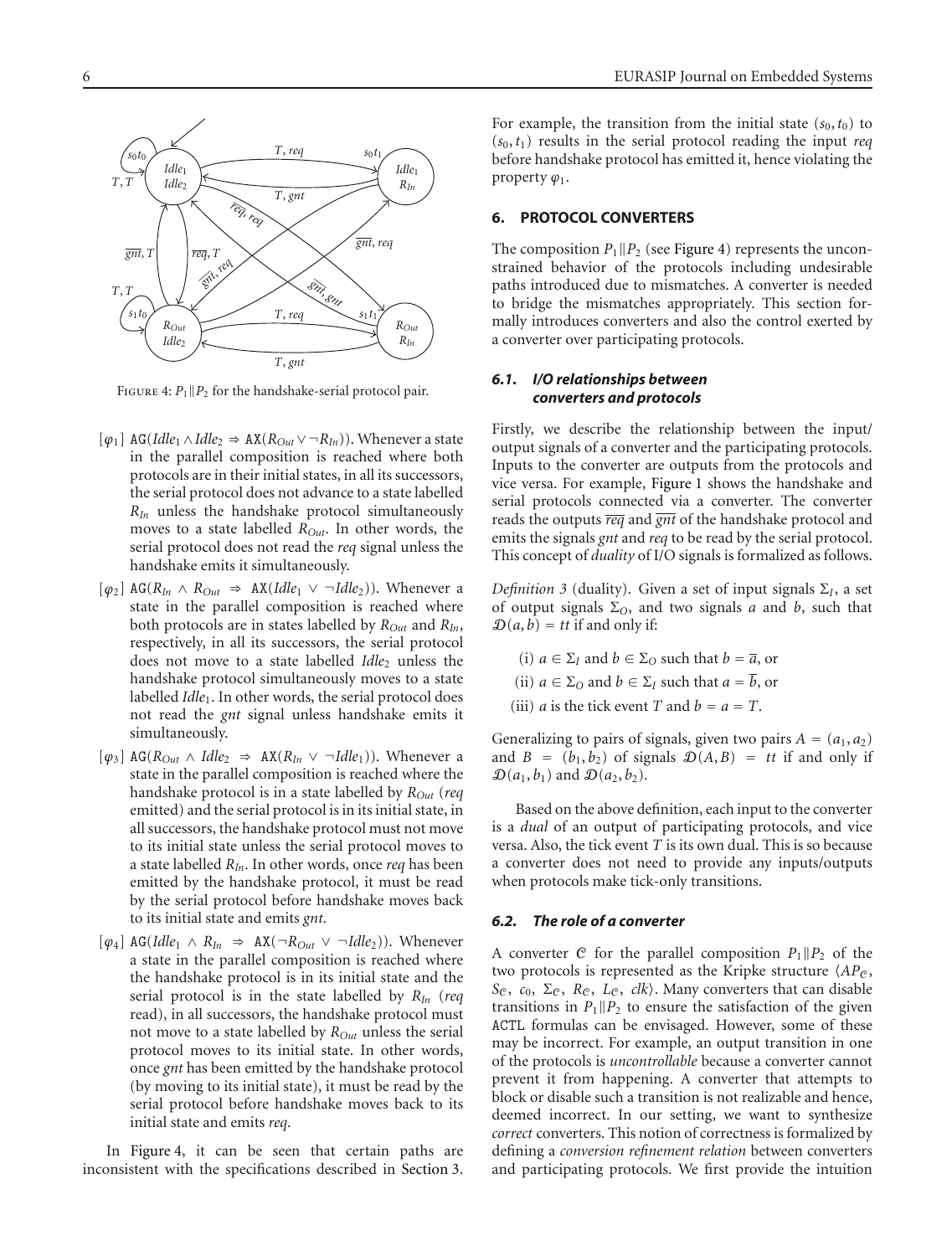Figure 4: $P_1 \| P_2$ for the handshake-serial protocol pair.

- [$\varphi_1$] $\texttt{AG}(Idle_1 \wedge Idle_2 \Rightarrow \texttt{AX}(R_{Out} \vee \neg R_{In}))$. Whenever a state in the parallel composition is reached where both protocols are in their initial states, in all its successors, the serial protocol does not advance to a state labelled $R_{In}$ unless the handshake protocol simultaneously moves to a state labelled $R_{Out}$. In other words, the serial protocol does not read the *req* signal unless the handshake emits it simultaneously.
- [$\varphi_2$] $\texttt{AG}(R_{In} \wedge R_{Out} \Rightarrow \texttt{AX}(Idle_1 \vee \neg Idle_2))$. Whenever a state in the parallel composition is reached where both protocols are in states labelled by $R_{Out}$ and $R_{In}$, respectively, in all its successors, the serial protocol does not move to a state labelled $Idle_2$ unless the handshake protocol simultaneously moves to a state labelled $Idle_1$. In other words, the serial protocol does not read the *gnt* signal unless handshake emits it simultaneously.
- [$\varphi_3$] $\texttt{AG}(R_{Out} \wedge Idle_2 \Rightarrow \texttt{AX}(R_{In} \vee \neg Idle_1))$. Whenever a state in the parallel composition is reached where the handshake protocol is in a state labelled by $R_{Out}$ (*req* emitted) and the serial protocol is in its initial state, in all successors, the handshake protocol must not move to its initial state unless the serial protocol moves to a state labelled $R_{In}$. In other words, once *req* has been emitted by the handshake protocol, it must be read by the serial protocol before handshake moves back to its initial state and emits *gnt*.
- [$\varphi_4$] $\texttt{AG}(Idle_1 \wedge R_{In} \Rightarrow \texttt{AX}(\neg R_{Out} \vee \neg Idle_2))$. Whenever a state in the parallel composition is reached where the handshake protocol is in its initial state and the serial protocol is in the state labelled by $R_{In}$ (*req* read), in all successors, the handshake protocol must not move to a state labelled by $R_{Out}$ unless the serial protocol moves to its initial state. In other words, once *gnt* has been emitted by the handshake protocol (by moving to its initial state), it must be read by the serial protocol before handshake moves back to its initial state and emits *req*.

In Figure 4, it can be seen that certain paths are inconsistent with the specifications described in Section 3. For example, the transition from the initial state $(s_0, t_0)$ to $(s_0, t_1)$ results in the serial protocol reading the input *req* before handshake protocol has emitted it, hence violating the property $\varphi_1$.

## 6. PROTOCOL CONVERTERS

The composition $P_1 \| P_2$ (see Figure 4) represents the unconstrained behavior of the protocols including undesirable paths introduced due to mismatches. A converter is needed to bridge the mismatches appropriately. This section formally introduces converters and also the control exerted by a converter over participating protocols.

### 6.1. I/O relationships between converters and protocols

Firstly, we describe the relationship between the input/output signals of a converter and the participating protocols. Inputs to the converter are outputs from the protocols and vice versa. For example, Figure 1 shows the handshake and serial protocols connected via a converter. The converter reads the outputs $\overline{req}$ and $\overline{gnt}$ of the handshake protocol and emits the signals *gnt* and *req* to be read by the serial protocol. This concept of *duality* of I/O signals is formalized as follows.

*Definition 3* (duality). Given a set of input signals $\Sigma_I$, a set of output signals $\Sigma_O$, and two signals $a$ and $b$, such that $\mathcal{D}(a, b) = tt$ if and only if:

(i) $a \in \Sigma_I$ and $b \in \Sigma_O$ such that $b = \overline{a}$, or

(ii) $a \in \Sigma_O$ and $b \in \Sigma_I$ such that $a = \overline{b}$, or

(iii) $a$ is the tick event $T$ and $b = a = T$.

Generalizing to pairs of signals, given two pairs $A = (a_1, a_2)$ and $B = (b_1, b_2)$ of signals $\mathcal{D}(A, B) = tt$ if and only if $\mathcal{D}(a_1, b_1)$ and $\mathcal{D}(a_2, b_2)$.

Based on the above definition, each input to the converter is a *dual* of an output of participating protocols, and vice versa. Also, the tick event $T$ is its own dual. This is so because a converter does not need to provide any inputs/outputs when protocols make tick-only transitions.

### 6.2. The role of a converter

A converter $\mathcal{C}$ for the parallel composition $P_1 \| P_2$ of the two protocols is represented as the Kripke structure $\langle AP_{\mathcal{C}}, S_{\mathcal{C}}, c_0, \Sigma_{\mathcal{C}}, R_{\mathcal{C}}, L_{\mathcal{C}}, clk \rangle$. Many converters that can disable transitions in $P_1 \| P_2$ to ensure the satisfaction of the given ACTL formulas can be envisaged. However, some of these may be incorrect. For example, an output transition in one of the protocols is *uncontrollable* because a converter cannot prevent it from happening. A converter that attempts to block or disable such a transition is not realizable and hence, deemed incorrect. In our setting, we want to synthesize *correct* converters. This notion of correctness is formalized by defining a *conversion refinement relation* between converters and participating protocols. We first provide the intuition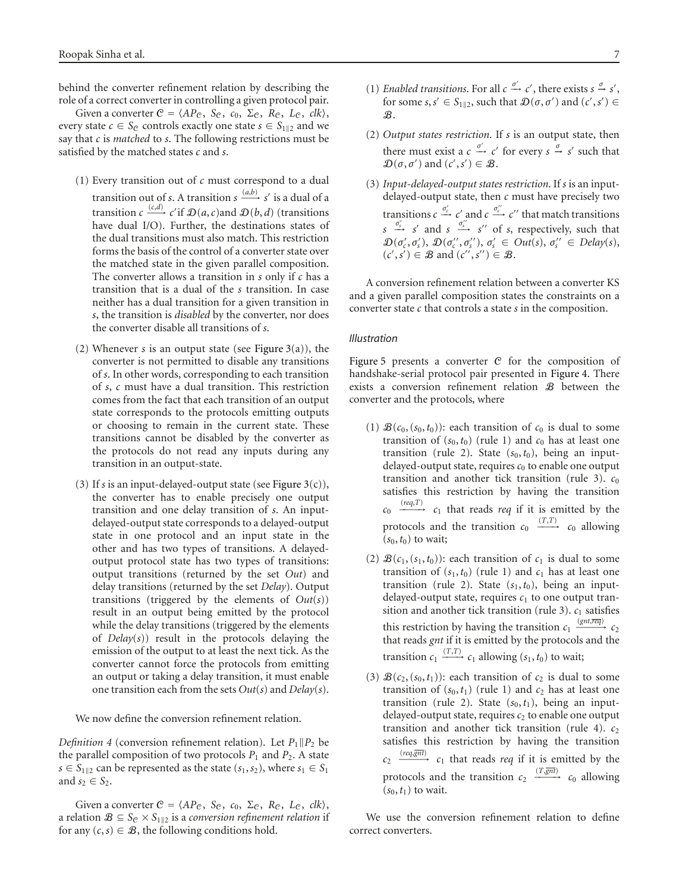behind the converter refinement relation by describing the role of a correct converter in controlling a given protocol pair.

Given a converter $\mathcal{C} = \langle AP_{\mathcal{C}},\ S_{\mathcal{C}},\ c_0,\ \Sigma_{\mathcal{C}},\ R_{\mathcal{C}},\ L_{\mathcal{C}},\ clk \rangle$, every state $c \in S_{\mathcal{C}}$ controls exactly one state $s \in S_{1\|2}$ and we say that $c$ is *matched* to $s$. The following restrictions must be satisfied by the matched states $c$ and $s$.

(1) Every transition out of $c$ must correspond to a dual transition out of $s$. A transition $s \xrightarrow{(a,b)} s'$ is a dual of a transition $c \xrightarrow{(c,d)} c'$ if $\mathcal{D}(a,c)$ and $\mathcal{D}(b,d)$ (transitions have dual I/O). Further, the destinations states of the dual transitions must also match. This restriction forms the basis of the control of a converter state over the matched state in the given parallel composition. The converter allows a transition in $s$ only if $c$ has a transition that is a dual of the $s$ transition. In case neither has a dual transition for a given transition in $s$, the transition is *disabled* by the converter, nor does the converter disable all transitions of $s$.

(2) Whenever $s$ is an output state (see Figure 3(a)), the converter is not permitted to disable any transitions of $s$. In other words, corresponding to each transition of $s$, $c$ must have a dual transition. This restriction comes from the fact that each transition of an output state corresponds to the protocols emitting outputs or choosing to remain in the current state. These transitions cannot be disabled by the converter as the protocols do not read any inputs during any transition in an output-state.

(3) If $s$ is an input-delayed-output state (see Figure 3(c)), the converter has to enable precisely one output transition and one delay transition of $s$. An input-delayed-output state corresponds to a delayed-output state in one protocol and an input state in the other and has two types of transitions. A delayed-output protocol state has two types of transitions: output transitions (returned by the set *Out*) and delay transitions (returned by the set *Delay*). Output transitions (triggered by the elements of $Out(s)$) result in an output being emitted by the protocol while the delay transitions (triggered by the elements of $Delay(s)$) result in the protocols delaying the emission of the output to at least the next tick. As the converter cannot force the protocols from emitting an output or taking a delay transition, it must enable one transition each from the sets $Out(s)$ and $Delay(s)$.

We now define the conversion refinement relation.

*Definition 4* (conversion refinement relation). Let $P_1 \| P_2$ be the parallel composition of two protocols $P_1$ and $P_2$. A state $s \in S_{1\|2}$ can be represented as the state $(s_1, s_2)$, where $s_1 \in S_1$ and $s_2 \in S_2$.

Given a converter $\mathcal{C} = \langle AP_{\mathcal{C}},\ S_{\mathcal{C}},\ c_0,\ \Sigma_{\mathcal{C}},\ R_{\mathcal{C}},\ L_{\mathcal{C}},\ clk \rangle$, a relation $\mathcal{B} \subseteq S_{\mathcal{C}} \times S_{1\|2}$ is a *conversion refinement relation* if for any $(c, s) \in \mathcal{B}$, the following conditions hold.

(1) *Enabled transitions*. For all $c \xrightarrow{\sigma'} c'$, there exists $s \xrightarrow{\sigma} s'$, for some $s, s' \in S_{1\|2}$, such that $\mathcal{D}(\sigma, \sigma')$ and $(c', s') \in \mathcal{B}$.

(2) *Output states restriction*. If $s$ is an output state, then there must exist a $c \xrightarrow{\sigma'} c'$ for every $s \xrightarrow{\sigma} s'$ such that $\mathcal{D}(\sigma, \sigma')$ and $(c', s') \in \mathcal{B}$.

(3) *Input-delayed-output states restriction*. If $s$ is an input-delayed-output state, then $c$ must have precisely two transitions $c \xrightarrow{\sigma_c'} c'$ and $c \xrightarrow{\sigma_c''} c''$ that match transitions $s \xrightarrow{\sigma_s'} s'$ and $s \xrightarrow{\sigma_s''} s''$ of $s$, respectively, such that $\mathcal{D}(\sigma_c', \sigma_s')$, $\mathcal{D}(\sigma_c'', \sigma_s'')$, $\sigma_s' \in Out(s)$, $\sigma_s'' \in Delay(s)$, $(c', s') \in \mathcal{B}$ and $(c'', s'') \in \mathcal{B}$.

A conversion refinement relation between a converter KS and a given parallel composition states the constraints on a converter state $c$ that controls a state $s$ in the composition.

*Illustration*

Figure 5 presents a converter $\mathcal{C}$ for the composition of handshake-serial protocol pair presented in Figure 4. There exists a conversion refinement relation $\mathcal{B}$ between the converter and the protocols, where

(1) $\mathcal{B}(c_0, (s_0, t_0))$: each transition of $c_0$ is dual to some transition of $(s_0, t_0)$ (rule 1) and $c_0$ has at least one transition (rule 2). State $(s_0, t_0)$, being an input-delayed-output state, requires $c_0$ to enable one output transition and another tick transition (rule 3). $c_0$ satisfies this restriction by having the transition $c_0 \xrightarrow{(req,T)} c_1$ that reads *req* if it is emitted by the protocols and the transition $c_0 \xrightarrow{(T,T)} c_0$ allowing $(s_0, t_0)$ to wait;

(2) $\mathcal{B}(c_1, (s_1, t_0))$: each transition of $c_1$ is dual to some transition of $(s_1, t_0)$ (rule 1) and $c_1$ has at least one transition (rule 2). State $(s_1, t_0)$, being an input-delayed-output state, requires $c_1$ to one output transition and another tick transition (rule 3). $c_1$ satisfies this restriction by having the transition $c_1 \xrightarrow{(gnt,\overline{req})} c_2$ that reads *gnt* if it is emitted by the protocols and the transition $c_1 \xrightarrow{(T,T)} c_1$ allowing $(s_1, t_0)$ to wait;

(3) $\mathcal{B}(c_2, (s_0, t_1))$: each transition of $c_2$ is dual to some transition of $(s_0, t_1)$ (rule 1) and $c_2$ has at least one transition (rule 2). State $(s_0, t_1)$, being an input-delayed-output state, requires $c_2$ to enable one output transition and another tick transition (rule 4). $c_2$ satisfies this restriction by having the transition $c_2 \xrightarrow{(req,\overline{gnt})} c_1$ that reads *req* if it is emitted by the protocols and the transition $c_2 \xrightarrow{(T,\overline{gnt})} c_0$ allowing $(s_0, t_1)$ to wait.

We use the conversion refinement relation to define correct converters.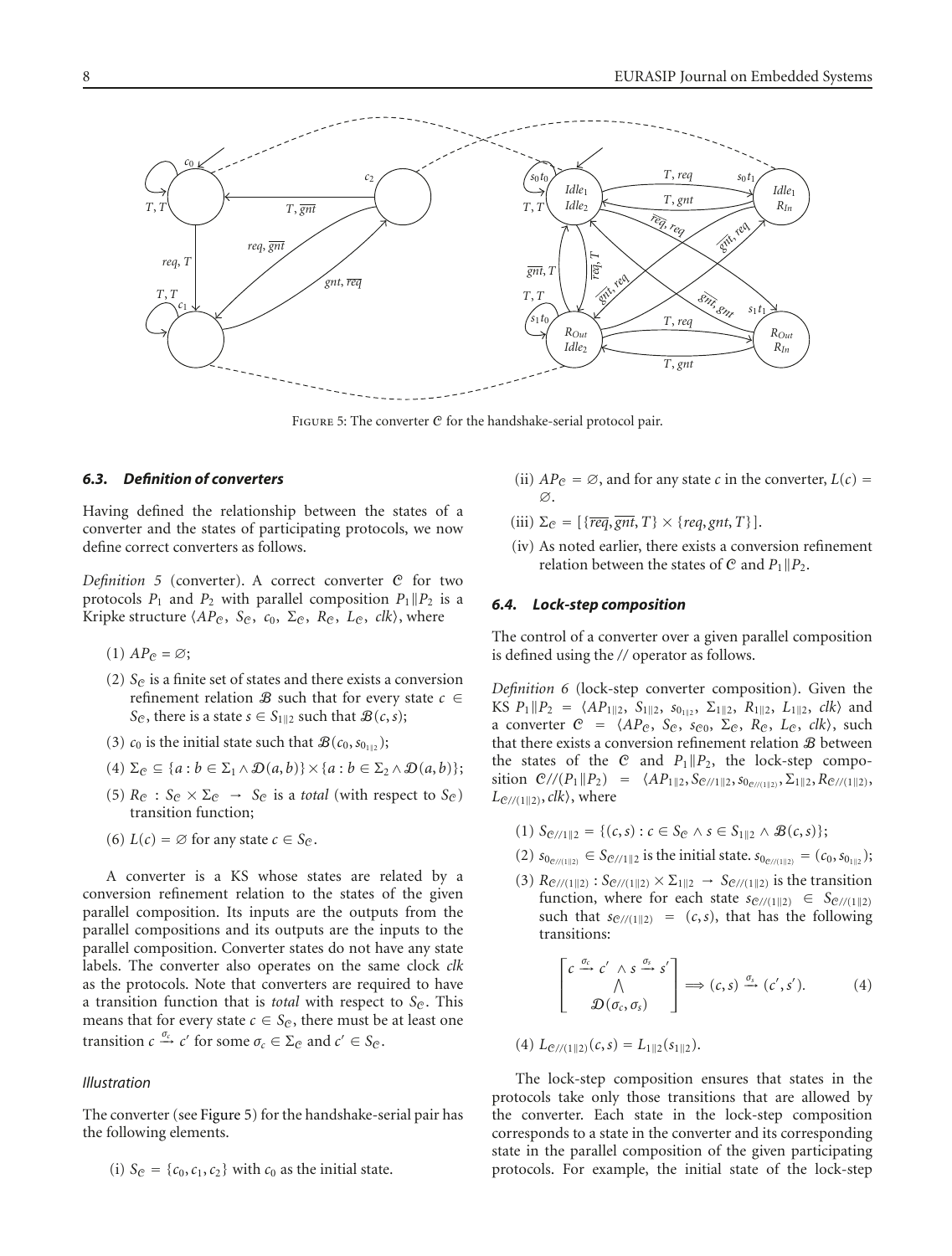FIGURE 5: The converter $\mathcal{C}$ for the handshake-serial protocol pair.

### 6.3. Definition of converters

Having defined the relationship between the states of a converter and the states of participating protocols, we now define correct converters as follows.

*Definition 5* (converter). A correct converter $\mathcal{C}$ for two protocols $P_1$ and $P_2$ with parallel composition $P_1\|P_2$ is a Kripke structure $\langle AP_{\mathcal{C}}, S_{\mathcal{C}}, c_0, \Sigma_{\mathcal{C}}, R_{\mathcal{C}}, L_{\mathcal{C}}, clk\rangle$, where

(1) $AP_{\mathcal{C}} = \varnothing$;

(2) $S_{\mathcal{C}}$ is a finite set of states and there exists a conversion refinement relation $\mathcal{B}$ such that for every state $c \in S_{\mathcal{C}}$, there is a state $s \in S_{1\|2}$ such that $\mathcal{B}(c,s)$;

(3) $c_0$ is the initial state such that $\mathcal{B}(c_0, s_{0_{1\|2}})$;

(4) $\Sigma_{\mathcal{C}} \subseteq \{a : b \in \Sigma_1 \wedge \mathcal{D}(a,b)\} \times \{a : b \in \Sigma_2 \wedge \mathcal{D}(a,b)\}$;

(5) $R_{\mathcal{C}} : S_{\mathcal{C}} \times \Sigma_{\mathcal{C}} \rightarrow S_{\mathcal{C}}$ is a *total* (with respect to $S_{\mathcal{C}}$) transition function;

(6) $L(c) = \varnothing$ for any state $c \in S_{\mathcal{C}}$.

A converter is a KS whose states are related by a conversion refinement relation to the states of the given parallel composition. Its inputs are the outputs from the parallel compositions and its outputs are the inputs to the parallel composition. Converter states do not have any state labels. The converter also operates on the same clock *clk* as the protocols. Note that converters are required to have a transition function that is *total* with respect to $S_{\mathcal{C}}$. This means that for every state $c \in S_{\mathcal{C}}$, there must be at least one transition $c \xrightarrow{\sigma_c} c'$ for some $\sigma_c \in \Sigma_{\mathcal{C}}$ and $c' \in S_{\mathcal{C}}$.

#### Illustration

The converter (see Figure 5) for the handshake-serial pair has the following elements.

(i) $S_{\mathcal{C}} = \{c_0, c_1, c_2\}$ with $c_0$ as the initial state.

(ii) $AP_{\mathcal{C}} = \varnothing$, and for any state $c$ in the converter, $L(c) = \varnothing$.

(iii) $\Sigma_{\mathcal{C}} = [\{\overline{req}, \overline{gnt}, T\} \times \{req, gnt, T\}]$.

(iv) As noted earlier, there exists a conversion refinement relation between the states of $\mathcal{C}$ and $P_1\|P_2$.

### 6.4. Lock-step composition

The control of a converter over a given parallel composition is defined using the // operator as follows.

*Definition 6* (lock-step converter composition). Given the KS $P_1\|P_2 = \langle AP_{1\|2}, S_{1\|2}, s_{0_{1\|2}}, \Sigma_{1\|2}, R_{1\|2}, L_{1\|2}, clk\rangle$ and a converter $\mathcal{C} = \langle AP_{\mathcal{C}}, S_{\mathcal{C}}, s_{\mathcal{C}0}, \Sigma_{\mathcal{C}}, R_{\mathcal{C}}, L_{\mathcal{C}}, clk\rangle$, such that there exists a conversion refinement relation $\mathcal{B}$ between the states of the $\mathcal{C}$ and $P_1\|P_2$, the lock-step composition $\mathcal{C}//(P_1\|P_2) = \langle AP_{1\|2}, S_{\mathcal{C}//1\|2}, s_{0_{\mathcal{C}//(1\|2)}}, \Sigma_{1\|2}, R_{\mathcal{C}//(1\|2)}, L_{\mathcal{C}//(1\|2)}, clk\rangle$, where

(1) $S_{\mathcal{C}//1\|2} = \{(c,s) : c \in S_{\mathcal{C}} \wedge s \in S_{1\|2} \wedge \mathcal{B}(c,s)\}$;

(2) $s_{0_{\mathcal{C}//(1\|2)}} \in S_{\mathcal{C}//1\|2}$ is the initial state. $s_{0_{\mathcal{C}//(1\|2)}} = (c_0, s_{0_{1\|2}})$;

(3) $R_{\mathcal{C}//(1\|2)} : S_{\mathcal{C}//(1\|2)} \times \Sigma_{1\|2} \rightarrow S_{\mathcal{C}//(1\|2)}$ is the transition function, where for each state $s_{\mathcal{C}//(1\|2)} \in S_{\mathcal{C}//(1\|2)}$ such that $s_{\mathcal{C}//(1\|2)} = (c,s)$, that has the following transitions:

$$\begin{bmatrix} c \xrightarrow{\sigma_c} c' \wedge s \xrightarrow{\sigma_s} s' \\ \bigwedge \\ \mathcal{D}(\sigma_c, \sigma_s) \end{bmatrix} \Longrightarrow (c,s) \xrightarrow{\sigma_s} (c', s'). \tag{4}$$

(4) $L_{\mathcal{C}//(1\|2)}(c,s) = L_{1\|2}(s_{1\|2})$.

The lock-step composition ensures that states in the protocols take only those transitions that are allowed by the converter. Each state in the lock-step composition corresponds to a state in the converter and its corresponding state in the parallel composition of the given participating protocols. For example, the initial state of the lock-step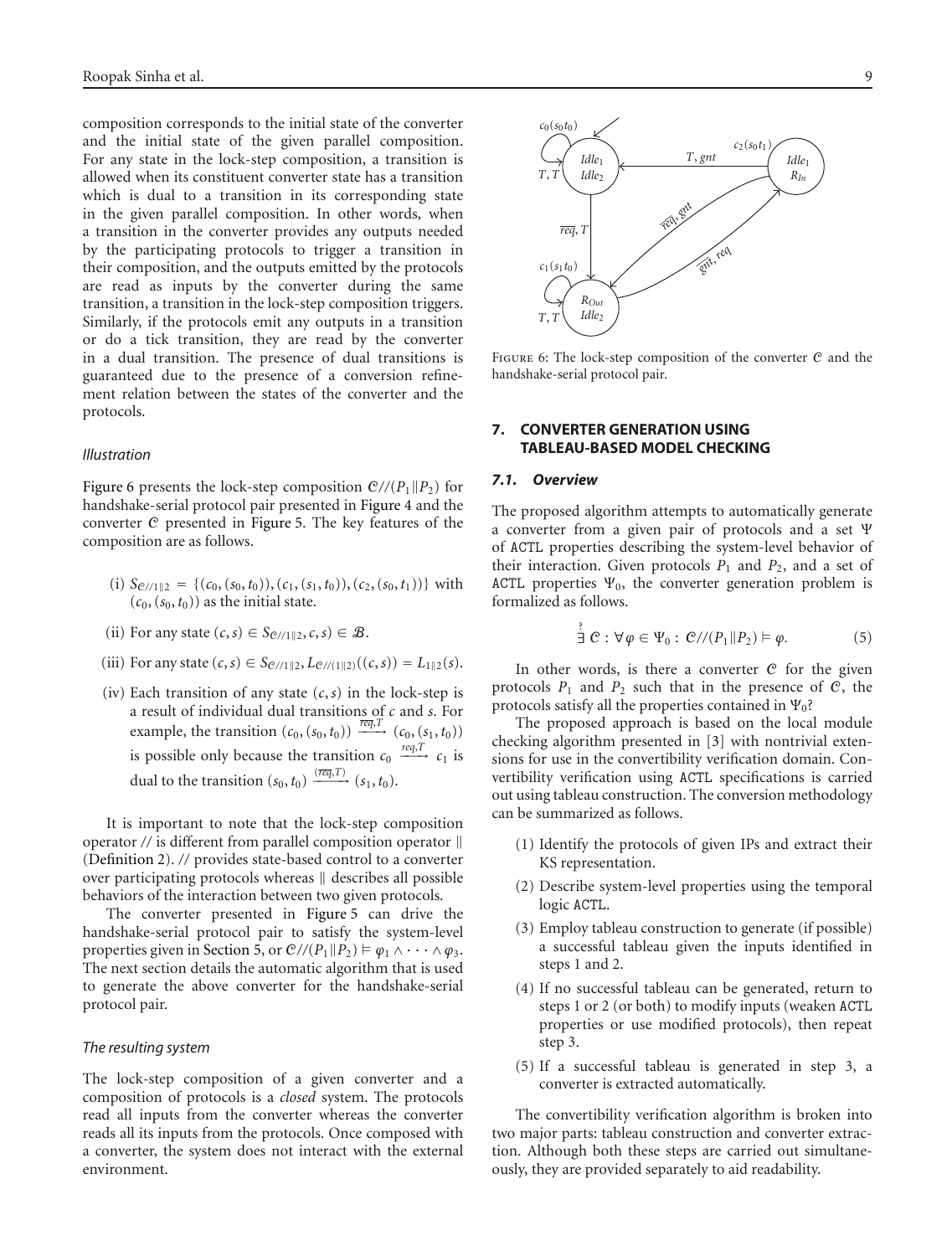composition corresponds to the initial state of the converter and the initial state of the given parallel composition. For any state in the lock-step composition, a transition is allowed when its constituent converter state has a transition which is dual to a transition in its corresponding state in the given parallel composition. In other words, when a transition in the converter provides any outputs needed by the participating protocols to trigger a transition in their composition, and the outputs emitted by the protocols are read as inputs by the converter during the same transition, a transition in the lock-step composition triggers. Similarly, if the protocols emit any outputs in a transition or do a tick transition, they are read by the converter in a dual transition. The presence of dual transitions is guaranteed due to the presence of a conversion refinement relation between the states of the converter and the protocols.

*Illustration*

Figure 6 presents the lock-step composition $\mathcal{C}//(P_1\|P_2)$ for handshake-serial protocol pair presented in Figure 4 and the converter $\mathcal{C}$ presented in Figure 5. The key features of the composition are as follows.

(i) $S_{\mathcal{C}//1\|2} = \{(c_0,(s_0,t_0)),(c_1,(s_1,t_0)),(c_2,(s_0,t_1))\}$ with $(c_0,(s_0,t_0))$ as the initial state.

(ii) For any state $(c,s) \in S_{\mathcal{C}//1\|2}, c,s) \in \mathcal{B}$.

(iii) For any state $(c,s) \in S_{\mathcal{C}//1\|2}, L_{\mathcal{C}//(1\|2)}((c,s)) = L_{1\|2}(s)$.

(iv) Each transition of any state $(c,s)$ in the lock-step is a result of individual dual transitions of $c$ and $s$. For example, the transition $(c_0,(s_0,t_0)) \xrightarrow{\overline{req},T} (c_0,(s_1,t_0))$ is possible only because the transition $c_0 \xrightarrow{req,T} c_1$ is dual to the transition $(s_0,t_0) \xrightarrow{(\overline{req},T)} (s_1,t_0)$.

It is important to note that the lock-step composition operator // is different from parallel composition operator $\|$ (Definition 2). // provides state-based control to a converter over participating protocols whereas $\|$ describes all possible behaviors of the interaction between two given protocols.

The converter presented in Figure 5 can drive the handshake-serial protocol pair to satisfy the system-level properties given in Section 5, or $\mathcal{C}//(P_1\|P_2) \models \varphi_1 \wedge \cdots \wedge \varphi_3$. The next section details the automatic algorithm that is used to generate the above converter for the handshake-serial protocol pair.

*The resulting system*

The lock-step composition of a given converter and a composition of protocols is a *closed* system. The protocols read all inputs from the converter whereas the converter reads all its inputs from the protocols. Once composed with a converter, the system does not interact with the external environment.

Figure 6: The lock-step composition of the converter $\mathcal{C}$ and the handshake-serial protocol pair.

## 7. CONVERTER GENERATION USING TABLEAU-BASED MODEL CHECKING

### 7.1. Overview

The proposed algorithm attempts to automatically generate a converter from a given pair of protocols and a set $\Psi$ of ACTL properties describing the system-level behavior of their interaction. Given protocols $P_1$ and $P_2$, and a set of ACTL properties $\Psi_0$, the converter generation problem is formalized as follows.

$$\overset{?}{\exists}\ \mathcal{C} : \forall \varphi \in \Psi_0 :\ \mathcal{C}//(P_1\|P_2) \models \varphi. \tag{5}$$

In other words, is there a converter $\mathcal{C}$ for the given protocols $P_1$ and $P_2$ such that in the presence of $\mathcal{C}$, the protocols satisfy all the properties contained in $\Psi_0$?

The proposed approach is based on the local module checking algorithm presented in [3] with nontrivial extensions for use in the convertibility verification domain. Convertibility verification using ACTL specifications is carried out using tableau construction. The conversion methodology can be summarized as follows.

(1) Identify the protocols of given IPs and extract their KS representation.

(2) Describe system-level properties using the temporal logic ACTL.

(3) Employ tableau construction to generate (if possible) a successful tableau given the inputs identified in steps 1 and 2.

(4) If no successful tableau can be generated, return to steps 1 or 2 (or both) to modify inputs (weaken ACTL properties or use modified protocols), then repeat step 3.

(5) If a successful tableau is generated in step 3, a converter is extracted automatically.

The convertibility verification algorithm is broken into two major parts: tableau construction and converter extraction. Although both these steps are carried out simultaneously, they are provided separately to aid readability.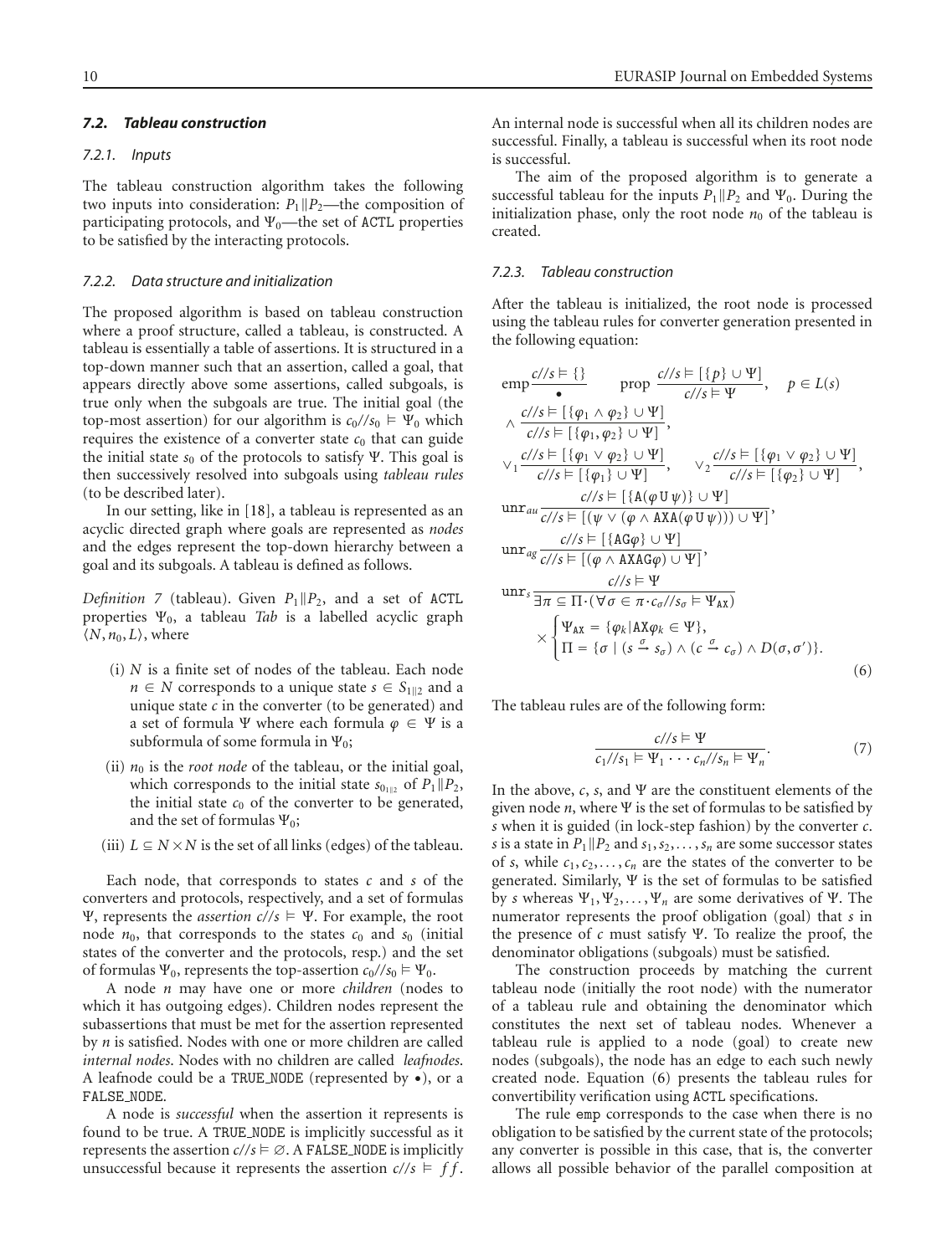### 7.2. Tableau construction

#### 7.2.1. Inputs

The tableau construction algorithm takes the following two inputs into consideration: $P_1 \| P_2$—the composition of participating protocols, and $\Psi_0$—the set of ACTL properties to be satisfied by the interacting protocols.

#### 7.2.2. Data structure and initialization

The proposed algorithm is based on tableau construction where a proof structure, called a tableau, is constructed. A tableau is essentially a table of assertions. It is structured in a top-down manner such that an assertion, called a goal, that appears directly above some assertions, called subgoals, is true only when the subgoals are true. The initial goal (the top-most assertion) for our algorithm is $c_0//s_0 \models \Psi_0$ which requires the existence of a converter state $c_0$ that can guide the initial state $s_0$ of the protocols to satisfy $\Psi$. This goal is then successively resolved into subgoals using *tableau rules* (to be described later).

In our setting, like in [18], a tableau is represented as an acyclic directed graph where goals are represented as *nodes* and the edges represent the top-down hierarchy between a goal and its subgoals. A tableau is defined as follows.

*Definition 7* (tableau). Given $P_1 \| P_2$, and a set of ACTL properties $\Psi_0$, a tableau *Tab* is a labelled acyclic graph $\langle N, n_0, L\rangle$, where

- (i) $N$ is a finite set of nodes of the tableau. Each node $n \in N$ corresponds to a unique state $s \in S_{1\|2}$ and a unique state $c$ in the converter (to be generated) and a set of formula $\Psi$ where each formula $\varphi \in \Psi$ is a subformula of some formula in $\Psi_0$;
- (ii) $n_0$ is the *root node* of the tableau, or the initial goal, which corresponds to the initial state $s_{0_{1\|2}}$ of $P_1 \| P_2$, the initial state $c_0$ of the converter to be generated, and the set of formulas $\Psi_0$;
- (iii) $L \subseteq N \times N$ is the set of all links (edges) of the tableau.

Each node, that corresponds to states $c$ and $s$ of the converters and protocols, respectively, and a set of formulas $\Psi$, represents the *assertion* $c//s \models \Psi$. For example, the root node $n_0$, that corresponds to the states $c_0$ and $s_0$ (initial states of the converter and the protocols, resp.) and the set of formulas $\Psi_0$, represents the top-assertion $c_0//s_0 \models \Psi_0$.

A node $n$ may have one or more *children* (nodes to which it has outgoing edges). Children nodes represent the subassertions that must be met for the assertion represented by $n$ is satisfied. Nodes with one or more children are called *internal nodes*. Nodes with no children are called *leafnodes*. A leafnode could be a TRUE_NODE (represented by $\bullet$), or a FALSE_NODE.

A node is *successful* when the assertion it represents is found to be true. A TRUE_NODE is implicitly successful as it represents the assertion $c//s \models \varnothing$. A FALSE_NODE is implicitly unsuccessful because it represents the assertion $c//s \models ff$. An internal node is successful when all its children nodes are successful. Finally, a tableau is successful when its root node is successful.

The aim of the proposed algorithm is to generate a successful tableau for the inputs $P_1 \| P_2$ and $\Psi_0$. During the initialization phase, only the root node $n_0$ of the tableau is created.

#### 7.2.3. Tableau construction

After the tableau is initialized, the root node is processed using the tableau rules for converter generation presented in the following equation:

$$
\begin{aligned}
&\texttt{emp}\,\frac{c//s \models \{\}}{\bullet} \qquad \texttt{prop}\,\frac{c//s \models [\{p\} \cup \Psi]}{c//s \models \Psi}, \quad p \in L(s)\\
&\wedge\,\frac{c//s \models [\{\varphi_1 \wedge \varphi_2\} \cup \Psi]}{c//s \models [\{\varphi_1, \varphi_2\} \cup \Psi]},\\
&\vee_1\,\frac{c//s \models [\{\varphi_1 \vee \varphi_2\} \cup \Psi]}{c//s \models [\{\varphi_1\} \cup \Psi]}, \qquad \vee_2\,\frac{c//s \models [\{\varphi_1 \vee \varphi_2\} \cup \Psi]}{c//s \models [\{\varphi_2\} \cup \Psi]},\\
&\texttt{unr}_{au}\,\frac{c//s \models [\{\mathtt{A}(\varphi\,\mathtt{U}\,\psi)\} \cup \Psi]}{c//s \models [(\psi \vee (\varphi \wedge \mathtt{AXA}(\varphi\,\mathtt{U}\,\psi))) \cup \Psi]},\\
&\texttt{unr}_{ag}\,\frac{c//s \models [\{\mathtt{AG}\varphi\} \cup \Psi]}{c//s \models [(\varphi \wedge \mathtt{AXAG}\varphi) \cup \Psi]},\\
&\texttt{unr}_{s}\,\frac{c//s \models \Psi}{\exists \pi \subseteq \Pi \cdot (\forall \sigma \in \pi \cdot c_\sigma//s_\sigma \models \Psi_{\mathtt{AX}})}\\
&\qquad \times \begin{cases} \Psi_{\mathtt{AX}} = \{\varphi_k \mid \mathtt{AX}\varphi_k \in \Psi\}, \\ \Pi = \{\sigma \mid (s \xrightarrow{\sigma} s_\sigma) \wedge (c \xrightarrow{\sigma} c_\sigma) \wedge D(\sigma, \sigma')\}. \end{cases}
\end{aligned} \tag{6}
$$

The tableau rules are of the following form:

$$
\frac{c//s \models \Psi}{c_1//s_1 \models \Psi_1 \cdots c_n//s_n \models \Psi_n}. \tag{7}
$$

In the above, $c$, $s$, and $\Psi$ are the constituent elements of the given node $n$, where $\Psi$ is the set of formulas to be satisfied by $s$ when it is guided (in lock-step fashion) by the converter $c$. $s$ is a state in $P_1 \| P_2$ and $s_1, s_2, \ldots, s_n$ are some successor states of $s$, while $c_1, c_2, \ldots, c_n$ are the states of the converter to be generated. Similarly, $\Psi$ is the set of formulas to be satisfied by $s$ whereas $\Psi_1, \Psi_2, \ldots, \Psi_n$ are some derivatives of $\Psi$. The numerator represents the proof obligation (goal) that $s$ in the presence of $c$ must satisfy $\Psi$. To realize the proof, the denominator obligations (subgoals) must be satisfied.

The construction proceeds by matching the current tableau node (initially the root node) with the numerator of a tableau rule and obtaining the denominator which constitutes the next set of tableau nodes. Whenever a tableau rule is applied to a node (goal) to create new nodes (subgoals), the node has an edge to each such newly created node. Equation (6) presents the tableau rules for convertibility verification using ACTL specifications.

The rule emp corresponds to the case when there is no obligation to be satisfied by the current state of the protocols; any converter is possible in this case, that is, the converter allows all possible behavior of the parallel composition at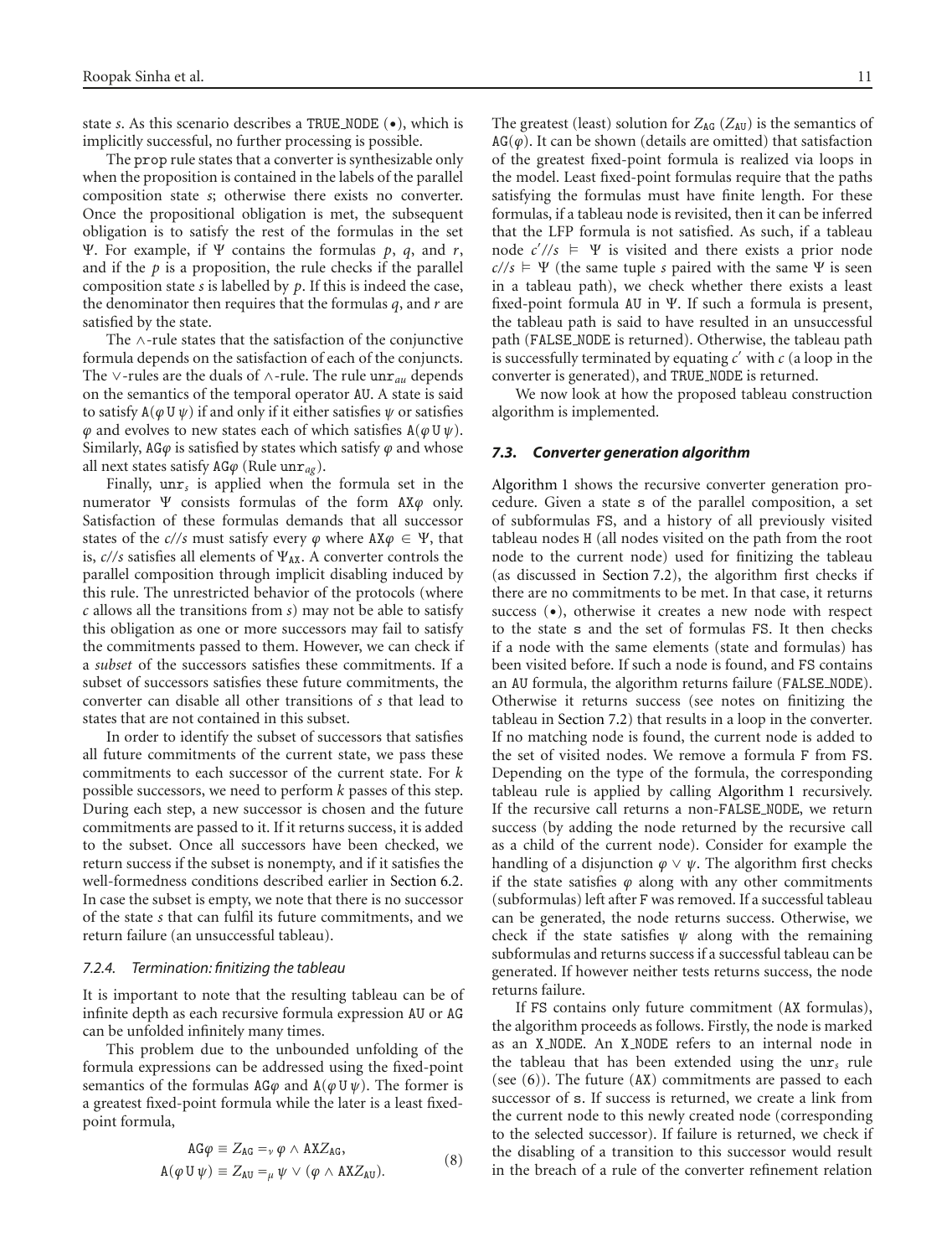state $s$. As this scenario describes a TRUE_NODE (•), which is implicitly successful, no further processing is possible.

The prop rule states that a converter is synthesizable only when the proposition is contained in the labels of the parallel composition state $s$; otherwise there exists no converter. Once the propositional obligation is met, the subsequent obligation is to satisfy the rest of the formulas in the set $\Psi$. For example, if $\Psi$ contains the formulas $p$, $q$, and $r$, and if the $p$ is a proposition, the rule checks if the parallel composition state $s$ is labelled by $p$. If this is indeed the case, the denominator then requires that the formulas $q$, and $r$ are satisfied by the state.

The $\wedge$-rule states that the satisfaction of the conjunctive formula depends on the satisfaction of each of the conjuncts. The $\vee$-rules are the duals of $\wedge$-rule. The rule $\mathtt{unr}_{au}$ depends on the semantics of the temporal operator AU. A state is said to satisfy $\mathtt{A}(\varphi\,\mathtt{U}\,\psi)$ if and only if it either satisfies $\psi$ or satisfies $\varphi$ and evolves to new states each of which satisfies $\mathtt{A}(\varphi\,\mathtt{U}\,\psi)$. Similarly, $\mathtt{AG}\varphi$ is satisfied by states which satisfy $\varphi$ and whose all next states satisfy $\mathtt{AG}\varphi$ (Rule $\mathtt{unr}_{ag}$).

Finally, $\mathtt{unr}_s$ is applied when the formula set in the numerator $\Psi$ consists formulas of the form $\mathtt{AX}\varphi$ only. Satisfaction of these formulas demands that all successor states of the $c//s$ must satisfy every $\varphi$ where $\mathtt{AX}\varphi \in \Psi$, that is, $c//s$ satisfies all elements of $\Psi_{\mathtt{AX}}$. A converter controls the parallel composition through implicit disabling induced by this rule. The unrestricted behavior of the protocols (where $c$ allows all the transitions from $s$) may not be able to satisfy this obligation as one or more successors may fail to satisfy the commitments passed to them. However, we can check if a *subset* of the successors satisfies these future commitments. If a subset of successors satisfies these future commitments, the converter can disable all other transitions of $s$ that lead to states that are not contained in this subset.

In order to identify the subset of successors that satisfies all future commitments of the current state, we pass these commitments to each successor of the current state. For $k$ possible successors, we need to perform $k$ passes of this step. During each step, a new successor is chosen and the future commitments are passed to it. If it returns success, it is added to the subset. Once all successors have been checked, we return success if the subset is nonempty, and if it satisfies the well-formedness conditions described earlier in Section 6.2. In case the subset is empty, we note that there is no successor of the state $s$ that can fulfil its future commitments, and we return failure (an unsuccessful tableau).

#### *7.2.4. Termination: finitizing the tableau*

It is important to note that the resulting tableau can be of infinite depth as each recursive formula expression AU or AG can be unfolded infinitely many times.

This problem due to the unbounded unfolding of the formula expressions can be addressed using the fixed-point semantics of the formulas $\mathtt{AG}\varphi$ and $\mathtt{A}(\varphi\,\mathtt{U}\,\psi)$. The former is a greatest fixed-point formula while the later is a least fixed-point formula,

$$
\begin{aligned}
\mathtt{AG}\varphi &\equiv Z_{\mathtt{AG}} =_{\nu} \varphi \wedge \mathtt{AX}Z_{\mathtt{AG}},\\
\mathtt{A}(\varphi\,\mathtt{U}\,\psi) &\equiv Z_{\mathtt{AU}} =_{\mu} \psi \vee (\varphi \wedge \mathtt{AX}Z_{\mathtt{AU}}).
\end{aligned}
\tag{8}
$$

The greatest (least) solution for $Z_{\mathtt{AG}}$ ($Z_{\mathtt{AU}}$) is the semantics of $\mathtt{AG}(\varphi)$. It can be shown (details are omitted) that satisfaction of the greatest fixed-point formula is realized via loops in the model. Least fixed-point formulas require that the paths satisfying the formulas must have finite length. For these formulas, if a tableau node is revisited, then it can be inferred that the LFP formula is not satisfied. As such, if a tableau node $c'//s \models \Psi$ is visited and there exists a prior node $c//s \models \Psi$ (the same tuple $s$ paired with the same $\Psi$ is seen in a tableau path), we check whether there exists a least fixed-point formula AU in $\Psi$. If such a formula is present, the tableau path is said to have resulted in an unsuccessful path (FALSE_NODE is returned). Otherwise, the tableau path is successfully terminated by equating $c'$ with $c$ (a loop in the converter is generated), and TRUE_NODE is returned.

We now look at how the proposed tableau construction algorithm is implemented.

### *7.3. Converter generation algorithm*

Algorithm 1 shows the recursive converter generation procedure. Given a state s of the parallel composition, a set of subformulas FS, and a history of all previously visited tableau nodes H (all nodes visited on the path from the root node to the current node) used for finitizing the tableau (as discussed in Section 7.2), the algorithm first checks if there are no commitments to be met. In that case, it returns success (•), otherwise it creates a new node with respect to the state s and the set of formulas FS. It then checks if a node with the same elements (state and formulas) has been visited before. If such a node is found, and FS contains an AU formula, the algorithm returns failure (FALSE_NODE). Otherwise it returns success (see notes on finitizing the tableau in Section 7.2) that results in a loop in the converter. If no matching node is found, the current node is added to the set of visited nodes. We remove a formula F from FS. Depending on the type of the formula, the corresponding tableau rule is applied by calling Algorithm 1 recursively. If the recursive call returns a non-FALSE_NODE, we return success (by adding the node returned by the recursive call as a child of the current node). Consider for example the handling of a disjunction $\varphi \vee \psi$. The algorithm first checks if the state satisfies $\varphi$ along with any other commitments (subformulas) left after F was removed. If a successful tableau can be generated, the node returns success. Otherwise, we check if the state satisfies $\psi$ along with the remaining subformulas and returns success if a successful tableau can be generated. If however neither tests returns success, the node returns failure.

If FS contains only future commitment (AX formulas), the algorithm proceeds as follows. Firstly, the node is marked as an X_NODE. An X_NODE refers to an internal node in the tableau that has been extended using the $\mathtt{unr}_s$ rule (see (6)). The future (AX) commitments are passed to each successor of s. If success is returned, we create a link from the current node to this newly created node (corresponding to the selected successor). If failure is returned, we check if the disabling of a transition to this successor would result in the breach of a rule of the converter refinement relation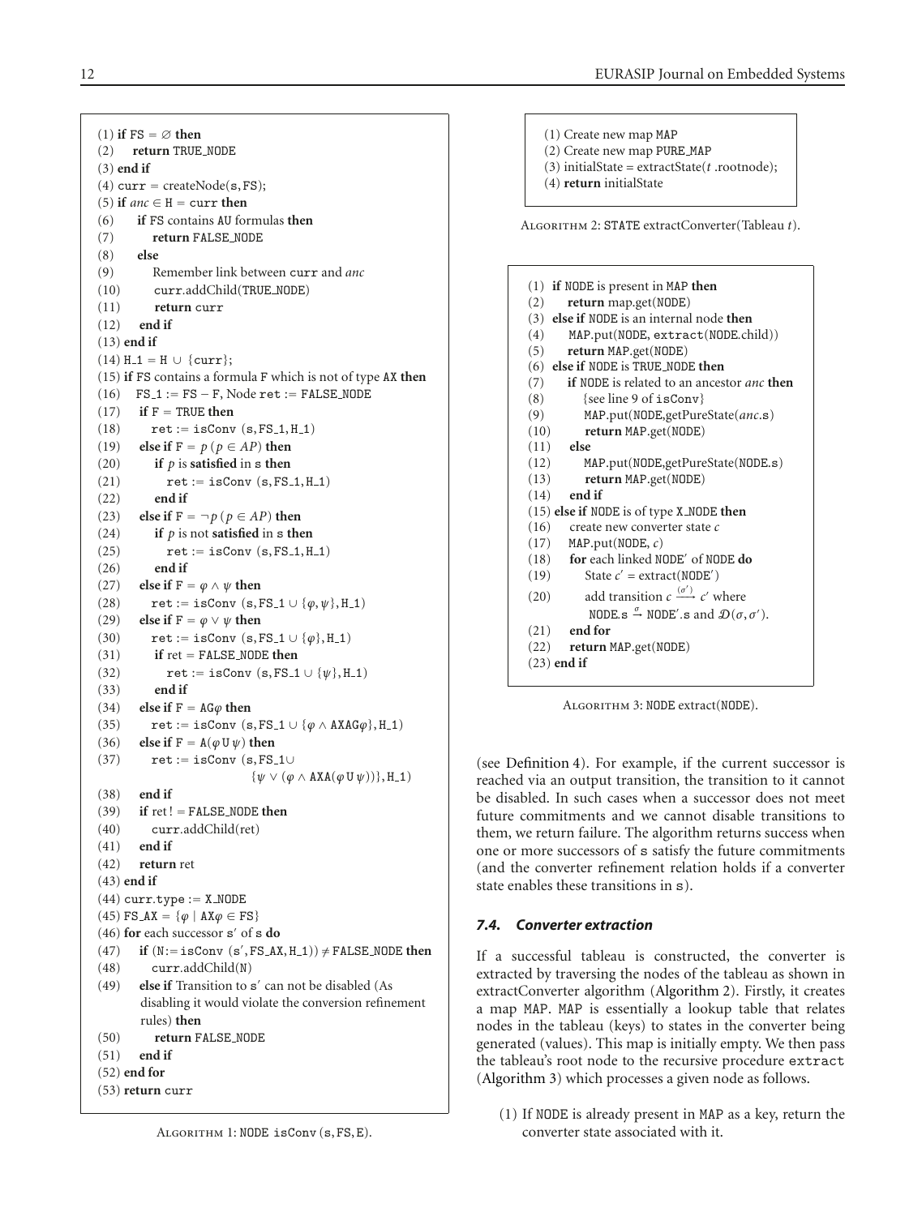```
(1) if FS = ∅ then
(2)    return TRUE_NODE
(3) end if
(4) curr = createNode(s, FS);
(5) if anc ∈ H = curr then
(6)     if FS contains AU formulas then
(7)         return FALSE_NODE
(8)     else
(9)         Remember link between curr and anc
(10)        curr.addChild(TRUE_NODE)
(11)        return curr
(12)    end if
(13) end if
(14) H_1 = H ∪ {curr};
(15) if FS contains a formula F which is not of type AX then
(16)    FS_1 := FS − F, Node ret := FALSE_NODE
(17)    if F = TRUE then
(18)       ret := isConv (s, FS_1, H_1)
(19)    else if F = p (p ∈ AP) then
(20)       if p is satisfied in s then
(21)          ret := isConv (s, FS_1, H_1)
(22)       end if
(23)    else if F = ¬p (p ∈ AP) then
(24)       if p is not satisfied in s then
(25)          ret := isConv (s, FS_1, H_1)
(26)       end if
(27)    else if F = φ ∧ ψ then
(28)       ret := isConv (s, FS_1 ∪ {φ, ψ}, H_1)
(29)    else if F = φ ∨ ψ then
(30)       ret := isConv (s, FS_1 ∪ {φ}, H_1)
(31)       if ret = FALSE_NODE then
(32)          ret := isConv (s, FS_1 ∪ {ψ}, H_1)
(33)       end if
(34)    else if F = AGφ then
(35)       ret := isConv (s, FS_1 ∪ {φ ∧ AXAGφ}, H_1)
(36)    else if F = A(φ U ψ) then
(37)       ret := isConv (s, FS_1 ∪
                  {ψ ∨ (φ ∧ AXA(φ U ψ))}, H_1)
(38)    end if
(39)    if ret ! = FALSE_NODE then
(40)       curr.addChild(ret)
(41)    end if
(42)    return ret
(43) end if
(44) curr.type := X_NODE
(45) FS_AX = {φ | AXφ ∈ FS}
(46) for each successor s′ of s do
(47)    if (N:=isConv (s′, FS_AX, H_1)) ≠ FALSE_NODE then
(48)       curr.addChild(N)
(49)    else if Transition to s′ can not be disabled (As
           disabling it would violate the conversion refinement
           rules) then
(50)       return FALSE_NODE
(51)    end if
(52) end for
(53) return curr
```

ALGORITHM 1: NODE isConv (s, FS, E).

```
(1) Create new map MAP
(2) Create new map PURE_MAP
(3) initialState = extractState(t .rootnode);
(4) return initialState
```

ALGORITHM 2: STATE extractConverter(Tableau $t$).

```
(1) if NODE is present in MAP then
(2)    return map.get(NODE)
(3) else if NODE is an internal node then
(4)    MAP.put(NODE, extract(NODE.child))
(5)    return MAP.get(NODE)
(6) else if NODE is TRUE_NODE then
(7)    if NODE is related to an ancestor anc then
(8)       {see line 9 of isConv}
(9)       MAP.put(NODE,getPureState(anc.s))
(10)      return MAP.get(NODE)
(11)   else
(12)      MAP.put(NODE,getPureState(NODE.s))
(13)      return MAP.get(NODE)
(14)   end if
(15) else if NODE is of type X_NODE then
(16)   create new converter state c
(17)   MAP.put(NODE, c)
(18)   for each linked NODE′ of NODE do
(19)      State c′ = extract(NODE′)
(20)      add transition c --(σ′)--> c′ where
             NODE.s --σ--> NODE′.s and D(σ, σ′).
(21)   end for
(22)   return MAP.get(NODE)
(23) end if
```

ALGORITHM 3: NODE extract(NODE).

(see Definition 4). For example, if the current successor is reached via an output transition, the transition to it cannot be disabled. In such cases when a successor does not meet future commitments and we cannot disable transitions to them, we return failure. The algorithm returns success when one or more successors of s satisfy the future commitments (and the converter refinement relation holds if a converter state enables these transitions in s).

### 7.4. Converter extraction

If a successful tableau is constructed, the converter is extracted by traversing the nodes of the tableau as shown in extractConverter algorithm (Algorithm 2). Firstly, it creates a map MAP. MAP is essentially a lookup table that relates nodes in the tableau (keys) to states in the converter being generated (values). This map is initially empty. We then pass the tableau's root node to the recursive procedure extract (Algorithm 3) which processes a given node as follows.

(1) If NODE is already present in MAP as a key, return the converter state associated with it.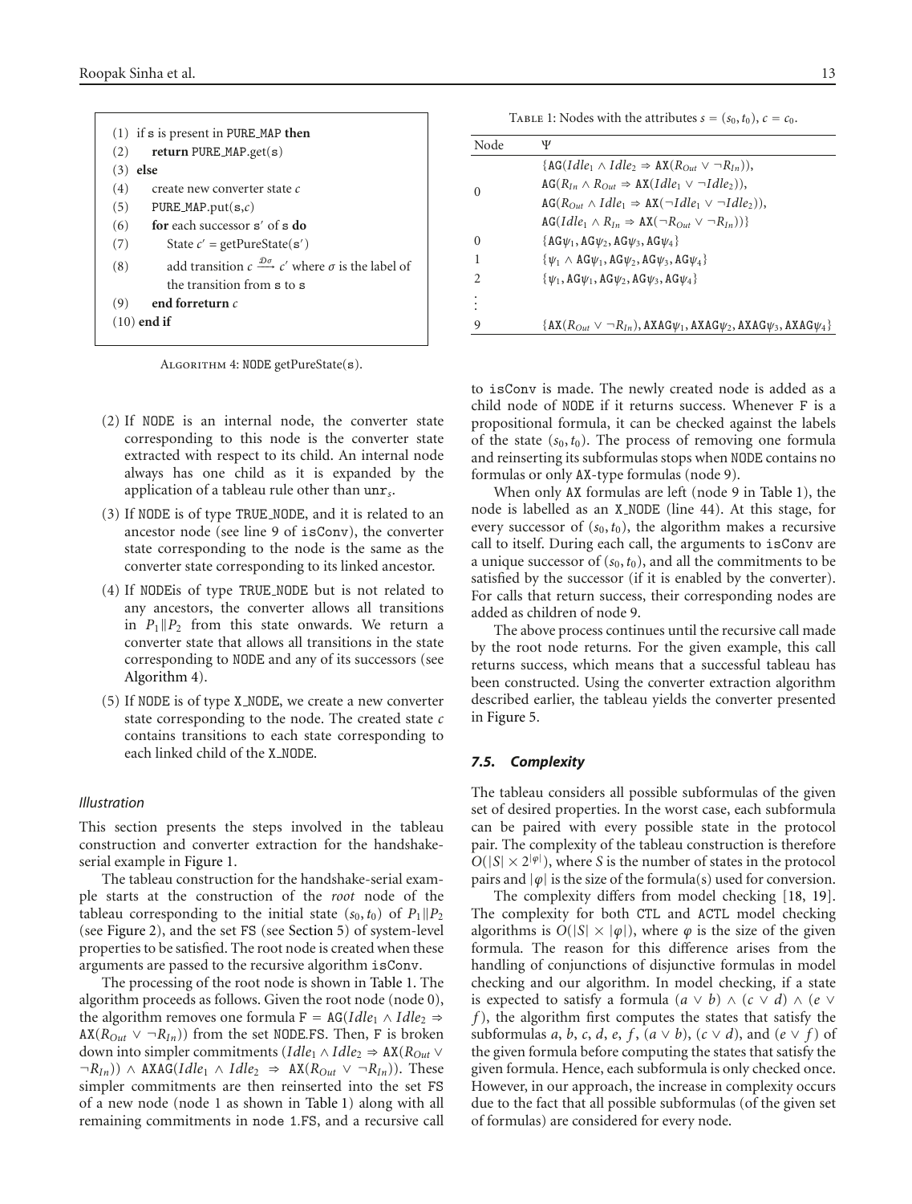```
(1)  if s is present in PURE_MAP then
(2)      return PURE_MAP.get(s)
(3)  else
(4)      create new converter state c
(5)      PURE_MAP.put(s,c)
(6)      for each successor s' of s do
(7)          State c' = getPureState(s')
(8)          add transition c --Dσ--> c' where σ is the label of
             the transition from s to s
(9)      end forreturn c
(10) end if
```

Algorithm 4: NODE getPureState(s).

(2) If NODE is an internal node, the converter state corresponding to this node is the converter state extracted with respect to its child. An internal node always has one child as it is expanded by the application of a tableau rule other than $\text{unr}_s$.

(3) If NODE is of type TRUE_NODE, and it is related to an ancestor node (see line 9 of isConv), the converter state corresponding to the node is the same as the converter state corresponding to its linked ancestor.

(4) If NODEis of type TRUE_NODE but is not related to any ancestors, the converter allows all transitions in $P_1 \| P_2$ from this state onwards. We return a converter state that allows all transitions in the state corresponding to NODE and any of its successors (see Algorithm 4).

(5) If NODE is of type X_NODE, we create a new converter state corresponding to the node. The created state $c$ contains transitions to each state corresponding to each linked child of the X_NODE.

*Illustration*

This section presents the steps involved in the tableau construction and converter extraction for the handshake-serial example in Figure 1.

The tableau construction for the handshake-serial example starts at the construction of the *root* node of the tableau corresponding to the initial state $(s_0, t_0)$ of $P_1 \| P_2$ (see Figure 2), and the set FS (see Section 5) of system-level properties to be satisfied. The root node is created when these arguments are passed to the recursive algorithm isConv.

The processing of the root node is shown in Table 1. The algorithm proceeds as follows. Given the root node (node 0), the algorithm removes one formula $\text{F} = \text{AG}(Idle_1 \wedge Idle_2 \Rightarrow \text{AX}(R_{Out} \vee \neg R_{In}))$ from the set NODE.FS. Then, F is broken down into simpler commitments $(Idle_1 \wedge Idle_2 \Rightarrow \text{AX}(R_{Out} \vee \neg R_{In})) \wedge \text{AXAG}(Idle_1 \wedge Idle_2 \Rightarrow \text{AX}(R_{Out} \vee \neg R_{In}))$. These simpler commitments are then reinserted into the set FS of a new node (node 1 as shown in Table 1) along with all remaining commitments in node 1.FS, and a recursive call to isConv is made. The newly created node is added as a child node of NODE if it returns success. Whenever F is a propositional formula, it can be checked against the labels of the state $(s_0, t_0)$. The process of removing one formula and reinserting its subformulas stops when NODE contains no formulas or only AX-type formulas (node 9).

Table 1: Nodes with the attributes $s = (s_0, t_0)$, $c = c_0$.

| Node | $\Psi$ |
|---|---|
| 0 | $\{\text{AG}(Idle_1 \wedge Idle_2 \Rightarrow \text{AX}(R_{Out} \vee \neg R_{In})),$ $\text{AG}(R_{In} \wedge R_{Out} \Rightarrow \text{AX}(Idle_1 \vee \neg Idle_2)),$ $\text{AG}(R_{Out} \wedge Idle_1 \Rightarrow \text{AX}(\neg Idle_1 \vee \neg Idle_2)),$ $\text{AG}(Idle_1 \wedge R_{In} \Rightarrow \text{AX}(\neg R_{Out} \vee \neg R_{In}))\}$ |
| 0 | $\{\text{AG}\psi_1, \text{AG}\psi_2, \text{AG}\psi_3, \text{AG}\psi_4\}$ |
| 1 | $\{\psi_1 \wedge \text{AG}\psi_1, \text{AG}\psi_2, \text{AG}\psi_3, \text{AG}\psi_4\}$ |
| 2 | $\{\psi_1, \text{AG}\psi_1, \text{AG}\psi_2, \text{AG}\psi_3, \text{AG}\psi_4\}$ |
| $\vdots$ | |
| 9 | $\{\text{AX}(R_{Out} \vee \neg R_{In}), \text{AXAG}\psi_1, \text{AXAG}\psi_2, \text{AXAG}\psi_3, \text{AXAG}\psi_4\}$ |

When only AX formulas are left (node 9 in Table 1), the node is labelled as an X_NODE (line 44). At this stage, for every successor of $(s_0, t_0)$, the algorithm makes a recursive call to itself. During each call, the arguments to isConv are a unique successor of $(s_0, t_0)$, and all the commitments to be satisfied by the successor (if it is enabled by the converter). For calls that return success, their corresponding nodes are added as children of node 9.

The above process continues until the recursive call made by the root node returns. For the given example, this call returns success, which means that a successful tableau has been constructed. Using the converter extraction algorithm described earlier, the tableau yields the converter presented in Figure 5.

### *7.5. Complexity*

The tableau considers all possible subformulas of the given set of desired properties. In the worst case, each subformula can be paired with every possible state in the protocol pair. The complexity of the tableau construction is therefore $O(|S| \times 2^{|\varphi|})$, where $S$ is the number of states in the protocol pairs and $|\varphi|$ is the size of the formula(s) used for conversion.

The complexity differs from model checking [18, 19]. The complexity for both CTL and ACTL model checking algorithms is $O(|S| \times |\varphi|)$, where $\varphi$ is the size of the given formula. The reason for this difference arises from the handling of conjunctions of disjunctive formulas in model checking and our algorithm. In model checking, if a state is expected to satisfy a formula $(a \vee b) \wedge (c \vee d) \wedge (e \vee f)$, the algorithm first computes the states that satisfy the subformulas $a$, $b$, $c$, $d$, $e$, $f$, $(a \vee b)$, $(c \vee d)$, and $(e \vee f)$ of the given formula before computing the states that satisfy the given formula. Hence, each subformula is only checked once. However, in our approach, the increase in complexity occurs due to the fact that all possible subformulas (of the given set of formulas) are considered for every node.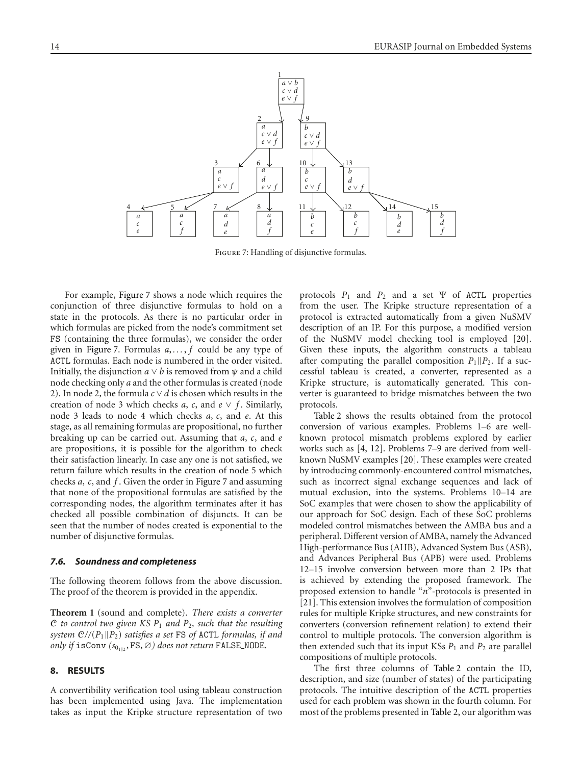Figure 7: Handling of disjunctive formulas.

For example, Figure 7 shows a node which requires the conjunction of three disjunctive formulas to hold on a state in the protocols. As there is no particular order in which formulas are picked from the node's commitment set FS (containing the three formulas), we consider the order given in Figure 7. Formulas $a, \ldots, f$ could be any type of ACTL formulas. Each node is numbered in the order visited. Initially, the disjunction $a \vee b$ is removed from $\psi$ and a child node checking only $a$ and the other formulas is created (node 2). In node 2, the formula $c \vee d$ is chosen which results in the creation of node 3 which checks $a$, $c$, and $e \vee f$. Similarly, node 3 leads to node 4 which checks $a$, $c$, and $e$. At this stage, as all remaining formulas are propositional, no further breaking up can be carried out. Assuming that $a$, $c$, and $e$ are propositions, it is possible for the algorithm to check their satisfaction linearly. In case any one is not satisfied, we return failure which results in the creation of node 5 which checks $a$, $c$, and $f$. Given the order in Figure 7 and assuming that none of the propositional formulas are satisfied by the corresponding nodes, the algorithm terminates after it has checked all possible combination of disjuncts. It can be seen that the number of nodes created is exponential to the number of disjunctive formulas.

### *7.6. Soundness and completeness*

The following theorem follows from the above discussion. The proof of the theorem is provided in the appendix.

**Theorem 1** (sound and complete). *There exists a converter $\mathcal{C}$ to control two given KS $P_1$ and $P_2$, such that the resulting system $\mathcal{C}//(P_1 \| P_2)$ satisfies a set* FS *of* ACTL *formulas, if and only if* isConv *($s_{0_{1\|2}}$,* FS*, $\varnothing$) does not return* FALSE_NODE*.*

## 8. RESULTS

A convertibility verification tool using tableau construction has been implemented using Java. The implementation takes as input the Kripke structure representation of two protocols $P_1$ and $P_2$ and a set $\Psi$ of ACTL properties from the user. The Kripke structure representation of a protocol is extracted automatically from a given NuSMV description of an IP. For this purpose, a modified version of the NuSMV model checking tool is employed [20]. Given these inputs, the algorithm constructs a tableau after computing the parallel composition $P_1 \| P_2$. If a successful tableau is created, a converter, represented as a Kripke structure, is automatically generated. This converter is guaranteed to bridge mismatches between the two protocols.

Table 2 shows the results obtained from the protocol conversion of various examples. Problems 1–6 are well-known protocol mismatch problems explored by earlier works such as [4, 12]. Problems 7–9 are derived from well-known NuSMV examples [20]. These examples were created by introducing commonly-encountered control mismatches, such as incorrect signal exchange sequences and lack of mutual exclusion, into the systems. Problems 10–14 are SoC examples that were chosen to show the applicability of our approach for SoC design. Each of these SoC problems modeled control mismatches between the AMBA bus and a peripheral. Different version of AMBA, namely the Advanced High-performance Bus (AHB), Advanced System Bus (ASB), and Advances Peripheral Bus (APB) were used. Problems 12–15 involve conversion between more than 2 IPs that is achieved by extending the proposed framework. The proposed extension to handle "$n$"-protocols is presented in [21]. This extension involves the formulation of composition rules for multiple Kripke structures, and new constraints for converters (conversion refinement relation) to extend their control to multiple protocols. The conversion algorithm is then extended such that its input KSs $P_1$ and $P_2$ are parallel compositions of multiple protocols.

The first three columns of Table 2 contain the ID, description, and size (number of states) of the participating protocols. The intuitive description of the ACTL properties used for each problem was shown in the fourth column. For most of the problems presented in Table 2, our algorithm was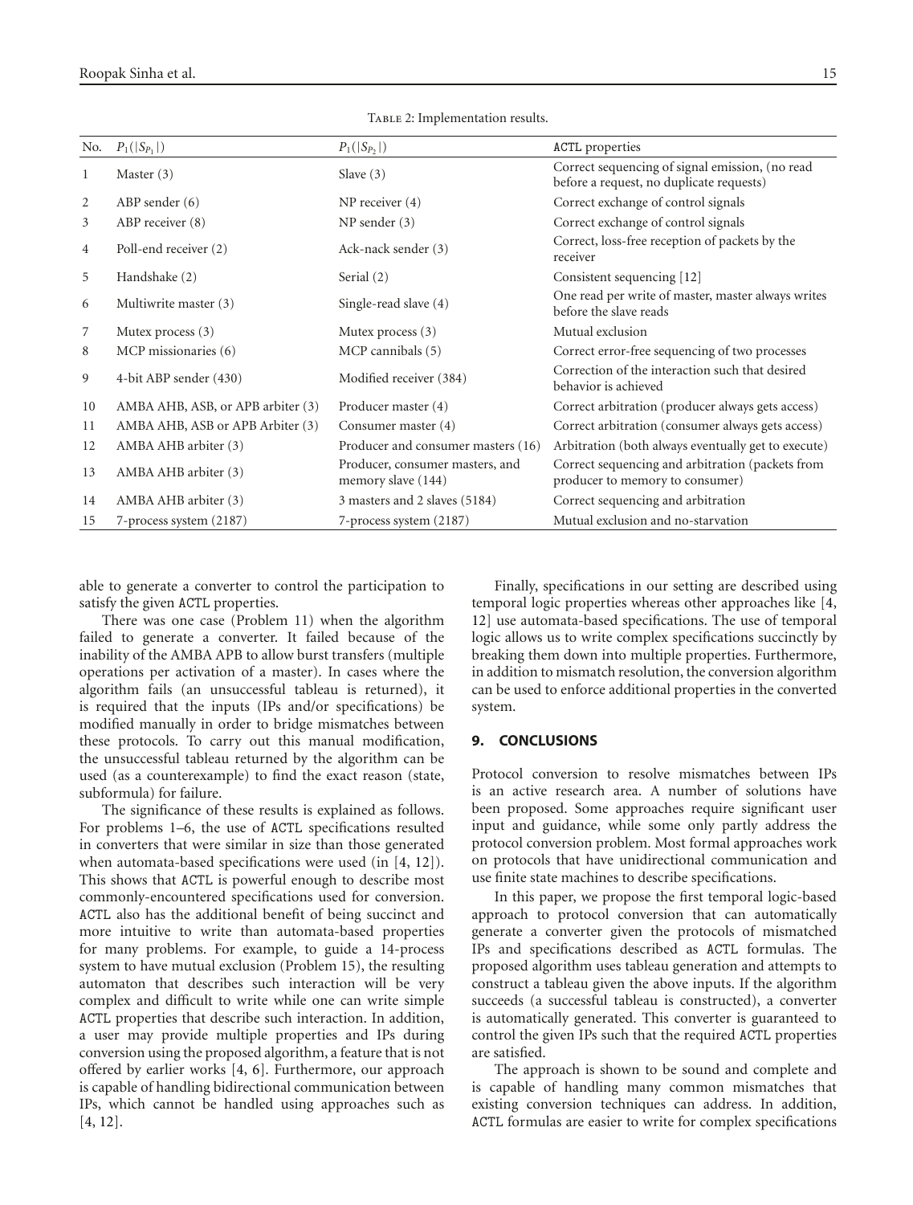Table 2: Implementation results.

| No. | $P_1(\lvert S_{P_1}\rvert)$ | $P_1(\lvert S_{P_2}\rvert)$ | ACTL properties |
|---|---|---|---|
| 1 | Master (3) | Slave (3) | Correct sequencing of signal emission, (no read before a request, no duplicate requests) |
| 2 | ABP sender (6) | NP receiver (4) | Correct exchange of control signals |
| 3 | ABP receiver (8) | NP sender (3) | Correct exchange of control signals |
| 4 | Poll-end receiver (2) | Ack-nack sender (3) | Correct, loss-free reception of packets by the receiver |
| 5 | Handshake (2) | Serial (2) | Consistent sequencing [12] |
| 6 | Multiwrite master (3) | Single-read slave (4) | One read per write of master, master always writes before the slave reads |
| 7 | Mutex process (3) | Mutex process (3) | Mutual exclusion |
| 8 | MCP missionaries (6) | MCP cannibals (5) | Correct error-free sequencing of two processes |
| 9 | 4-bit ABP sender (430) | Modified receiver (384) | Correction of the interaction such that desired behavior is achieved |
| 10 | AMBA AHB, ASB, or APB arbiter (3) | Producer master (4) | Correct arbitration (producer always gets access) |
| 11 | AMBA AHB, ASB or APB Arbiter (3) | Consumer master (4) | Correct arbitration (consumer always gets access) |
| 12 | AMBA AHB arbiter (3) | Producer and consumer masters (16) | Arbitration (both always eventually get to execute) |
| 13 | AMBA AHB arbiter (3) | Producer, consumer masters, and memory slave (144) | Correct sequencing and arbitration (packets from producer to memory to consumer) |
| 14 | AMBA AHB arbiter (3) | 3 masters and 2 slaves (5184) | Correct sequencing and arbitration |
| 15 | 7-process system (2187) | 7-process system (2187) | Mutual exclusion and no-starvation |

able to generate a converter to control the participation to satisfy the given ACTL properties.

There was one case (Problem 11) when the algorithm failed to generate a converter. It failed because of the inability of the AMBA APB to allow burst transfers (multiple operations per activation of a master). In cases where the algorithm fails (an unsuccessful tableau is returned), it is required that the inputs (IPs and/or specifications) be modified manually in order to bridge mismatches between these protocols. To carry out this manual modification, the unsuccessful tableau returned by the algorithm can be used (as a counterexample) to find the exact reason (state, subformula) for failure.

The significance of these results is explained as follows. For problems 1–6, the use of ACTL specifications resulted in converters that were similar in size than those generated when automata-based specifications were used (in [4, 12]). This shows that ACTL is powerful enough to describe most commonly-encountered specifications used for conversion. ACTL also has the additional benefit of being succinct and more intuitive to write than automata-based properties for many problems. For example, to guide a 14-process system to have mutual exclusion (Problem 15), the resulting automaton that describes such interaction will be very complex and difficult to write while one can write simple ACTL properties that describe such interaction. In addition, a user may provide multiple properties and IPs during conversion using the proposed algorithm, a feature that is not offered by earlier works [4, 6]. Furthermore, our approach is capable of handling bidirectional communication between IPs, which cannot be handled using approaches such as [4, 12].

Finally, specifications in our setting are described using temporal logic properties whereas other approaches like [4, 12] use automata-based specifications. The use of temporal logic allows us to write complex specifications succinctly by breaking them down into multiple properties. Furthermore, in addition to mismatch resolution, the conversion algorithm can be used to enforce additional properties in the converted system.

## 9. CONCLUSIONS

Protocol conversion to resolve mismatches between IPs is an active research area. A number of solutions have been proposed. Some approaches require significant user input and guidance, while some only partly address the protocol conversion problem. Most formal approaches work on protocols that have unidirectional communication and use finite state machines to describe specifications.

In this paper, we propose the first temporal logic-based approach to protocol conversion that can automatically generate a converter given the protocols of mismatched IPs and specifications described as ACTL formulas. The proposed algorithm uses tableau generation and attempts to construct a tableau given the above inputs. If the algorithm succeeds (a successful tableau is constructed), a converter is automatically generated. This converter is guaranteed to control the given IPs such that the required ACTL properties are satisfied.

The approach is shown to be sound and complete and is capable of handling many common mismatches that existing conversion techniques can address. In addition, ACTL formulas are easier to write for complex specifications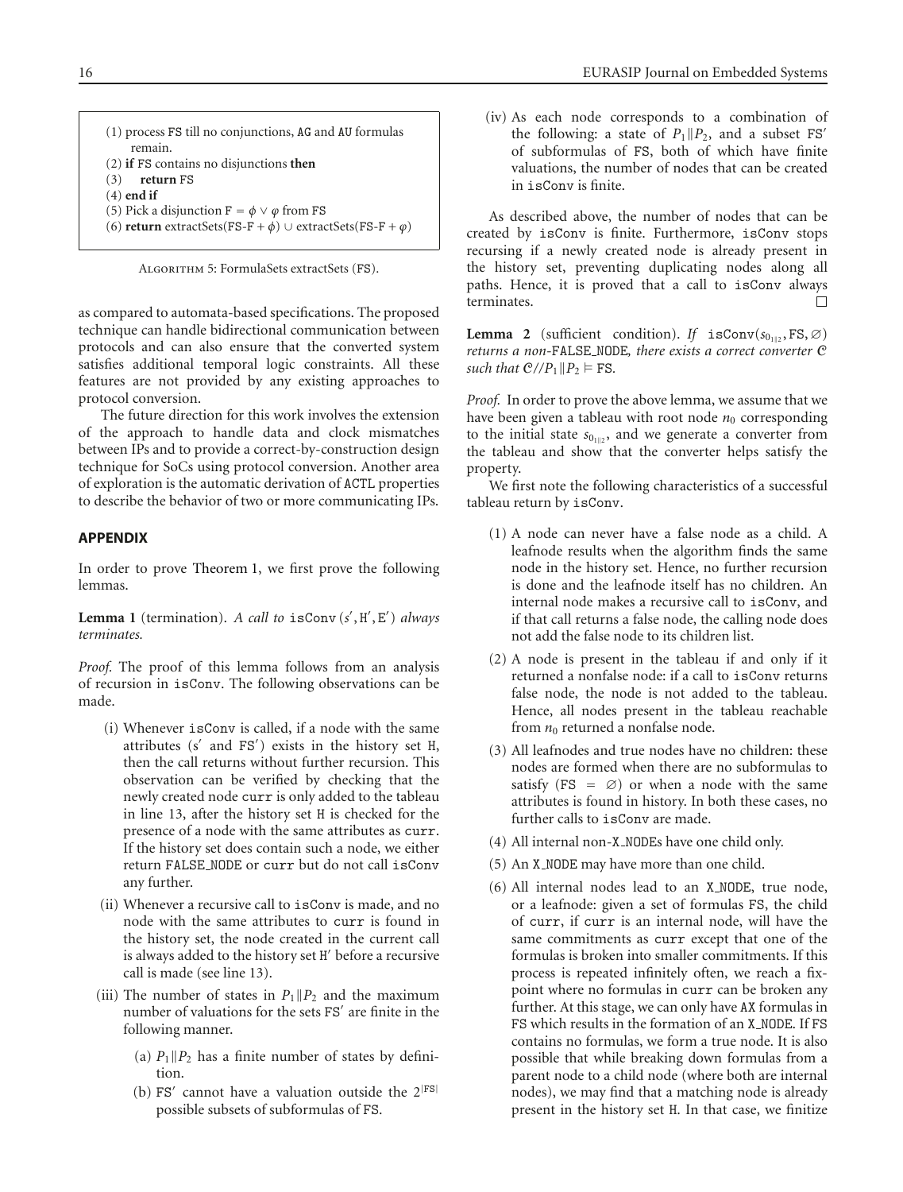```
(1) process FS till no conjunctions, AG and AU formulas
    remain.
(2) if FS contains no disjunctions then
(3)     return FS
(4) end if
(5) Pick a disjunction F = ϕ ∨ φ from FS
(6) return extractSets(FS-F + ϕ) ∪ extractSets(FS-F + φ)
```

Algorithm 5: FormulaSets extractSets (FS).

as compared to automata-based specifications. The proposed technique can handle bidirectional communication between protocols and can also ensure that the converted system satisfies additional temporal logic constraints. All these features are not provided by any existing approaches to protocol conversion.

The future direction for this work involves the extension of the approach to handle data and clock mismatches between IPs and to provide a correct-by-construction design technique for SoCs using protocol conversion. Another area of exploration is the automatic derivation of ACTL properties to describe the behavior of two or more communicating IPs.

## APPENDIX

In order to prove Theorem 1, we first prove the following lemmas.

**Lemma 1** (termination). *A call to* isConv $(s', H', E')$ *always terminates.*

*Proof.* The proof of this lemma follows from an analysis of recursion in isConv. The following observations can be made.

(i) Whenever isConv is called, if a node with the same attributes ($s'$ and FS$'$) exists in the history set H, then the call returns without further recursion. This observation can be verified by checking that the newly created node curr is only added to the tableau in line 13, after the history set H is checked for the presence of a node with the same attributes as curr. If the history set does contain such a node, we either return FALSE_NODE or curr but do not call isConv any further.

(ii) Whenever a recursive call to isConv is made, and no node with the same attributes to curr is found in the history set, the node created in the current call is always added to the history set H$'$ before a recursive call is made (see line 13).

(iii) The number of states in $P_1 \| P_2$ and the maximum number of valuations for the sets FS$'$ are finite in the following manner.

  (a) $P_1 \| P_2$ has a finite number of states by definition.

  (b) FS$'$ cannot have a valuation outside the $2^{|FS|}$ possible subsets of subformulas of FS.

(iv) As each node corresponds to a combination of the following: a state of $P_1 \| P_2$, and a subset FS$'$ of subformulas of FS, both of which have finite valuations, the number of nodes that can be created in isConv is finite.

As described above, the number of nodes that can be created by isConv is finite. Furthermore, isConv stops recursing if a newly created node is already present in the history set, preventing duplicating nodes along all paths. Hence, it is proved that a call to isConv always terminates. □

**Lemma 2** (sufficient condition). *If* isConv$(s_{0_{1\|2}}, FS, \varnothing)$ *returns a non-*FALSE_NODE*, there exists a correct converter $\mathcal{C}$ such that $\mathcal{C} // P_1 \| P_2 \models$ FS.*

*Proof.* In order to prove the above lemma, we assume that we have been given a tableau with root node $n_0$ corresponding to the initial state $s_{0_{1\|2}}$, and we generate a converter from the tableau and show that the converter helps satisfy the property.

We first note the following characteristics of a successful tableau return by isConv.

(1) A node can never have a false node as a child. A leafnode results when the algorithm finds the same node in the history set. Hence, no further recursion is done and the leafnode itself has no children. An internal node makes a recursive call to isConv, and if that call returns a false node, the calling node does not add the false node to its children list.

(2) A node is present in the tableau if and only if it returned a nonfalse node: if a call to isConv returns false node, the node is not added to the tableau. Hence, all nodes present in the tableau reachable from $n_0$ returned a nonfalse node.

(3) All leafnodes and true nodes have no children: these nodes are formed when there are no subformulas to satisfy (FS $= \varnothing$) or when a node with the same attributes is found in history. In both these cases, no further calls to isConv are made.

(4) All internal non-X_NODEs have one child only.

(5) An X_NODE may have more than one child.

(6) All internal nodes lead to an X_NODE, true node, or a leafnode: given a set of formulas FS, the child of curr, if curr is an internal node, will have the same commitments as curr except that one of the formulas is broken into smaller commitments. If this process is repeated infinitely often, we reach a fixpoint where no formulas in curr can be broken any further. At this stage, we can only have AX formulas in FS which results in the formation of an X_NODE. If FS contains no formulas, we form a true node. It is also possible that while breaking down formulas from a parent node to a child node (where both are internal nodes), we may find that a matching node is already present in the history set H. In that case, we finitize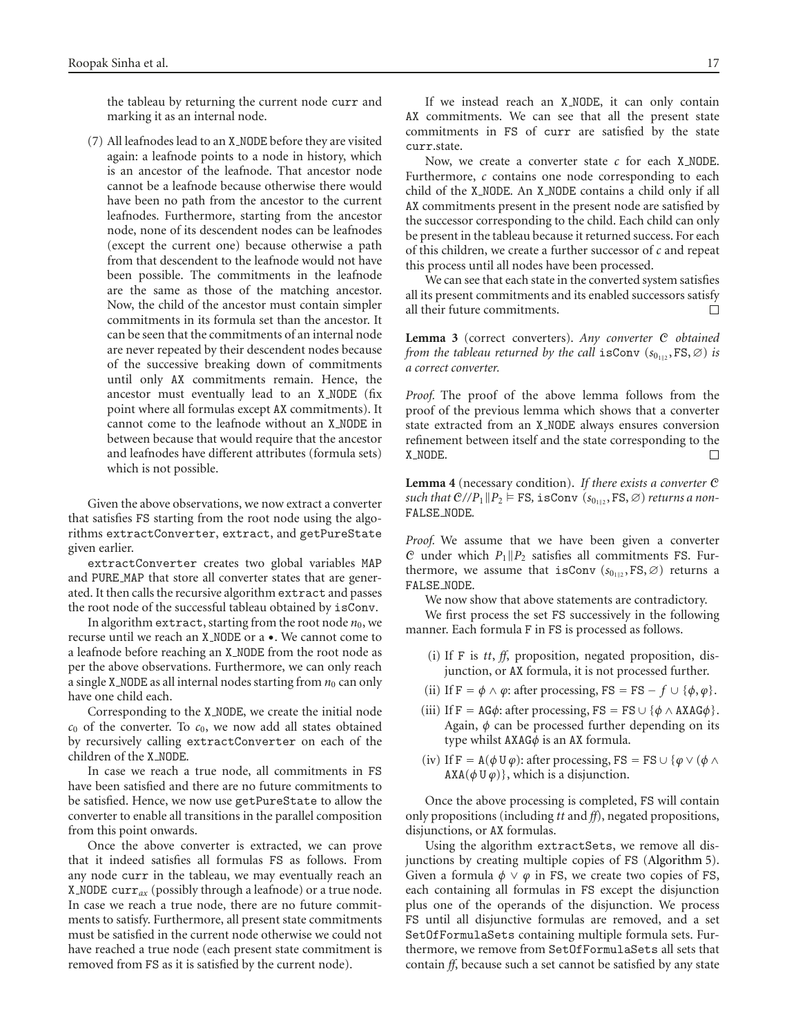the tableau by returning the current node curr and marking it as an internal node.

(7) All leafnodes lead to an X_NODE before they are visited again: a leafnode points to a node in history, which is an ancestor of the leafnode. That ancestor node cannot be a leafnode because otherwise there would have been no path from the ancestor to the current leafnodes. Furthermore, starting from the ancestor node, none of its descendent nodes can be leafnodes (except the current one) because otherwise a path from that descendent to the leafnode would not have been possible. The commitments in the leafnode are the same as those of the matching ancestor. Now, the child of the ancestor must contain simpler commitments in its formula set than the ancestor. It can be seen that the commitments of an internal node are never repeated by their descendent nodes because of the successive breaking down of commitments until only AX commitments remain. Hence, the ancestor must eventually lead to an X_NODE (fix point where all formulas except AX commitments). It cannot come to the leafnode without an X_NODE in between because that would require that the ancestor and leafnodes have different attributes (formula sets) which is not possible.

Given the above observations, we now extract a converter that satisfies FS starting from the root node using the algorithms extractConverter, extract, and getPureState given earlier.

extractConverter creates two global variables MAP and PURE_MAP that store all converter states that are generated. It then calls the recursive algorithm extract and passes the root node of the successful tableau obtained by isConv.

In algorithm extract, starting from the root node $n_0$, we recurse until we reach an X_NODE or a $\bullet$. We cannot come to a leafnode before reaching an X_NODE from the root node as per the above observations. Furthermore, we can only reach a single X_NODE as all internal nodes starting from $n_0$ can only have one child each.

Corresponding to the X_NODE, we create the initial node $c_0$ of the converter. To $c_0$, we now add all states obtained by recursively calling extractConverter on each of the children of the X_NODE.

In case we reach a true node, all commitments in FS have been satisfied and there are no future commitments to be satisfied. Hence, we now use getPureState to allow the converter to enable all transitions in the parallel composition from this point onwards.

Once the above converter is extracted, we can prove that it indeed satisfies all formulas FS as follows. From any node curr in the tableau, we may eventually reach an X_NODE $\text{curr}_{ax}$ (possibly through a leafnode) or a true node. In case we reach a true node, there are no future commitments to satisfy. Furthermore, all present state commitments must be satisfied in the current node otherwise we could not have reached a true node (each present state commitment is removed from FS as it is satisfied by the current node).

If we instead reach an X_NODE, it can only contain AX commitments. We can see that all the present state commitments in FS of curr are satisfied by the state curr.state.

Now, we create a converter state $c$ for each X_NODE. Furthermore, $c$ contains one node corresponding to each child of the X_NODE. An X_NODE contains a child only if all AX commitments present in the present node are satisfied by the successor corresponding to the child. Each child can only be present in the tableau because it returned success. For each of this children, we create a further successor of $c$ and repeat this process until all nodes have been processed.

We can see that each state in the converted system satisfies all its present commitments and its enabled successors satisfy all their future commitments. $\square$

**Lemma 3** (correct converters). *Any converter $\mathcal{C}$ obtained from the tableau returned by the call* isConv $(s_{0_{1\|2}}, \text{FS}, \emptyset)$ *is a correct converter.*

*Proof.* The proof of the above lemma follows from the proof of the previous lemma which shows that a converter state extracted from an X_NODE always ensures conversion refinement between itself and the state corresponding to the X_NODE. $\square$

**Lemma 4** (necessary condition). *If there exists a converter $\mathcal{C}$ such that $\mathcal{C}//P_1\|P_2 \models \text{FS}$,* isConv $(s_{0_{1\|2}}, \text{FS}, \emptyset)$ *returns a non-*FALSE_NODE*.*

*Proof.* We assume that we have been given a converter $\mathcal{C}$ under which $P_1\|P_2$ satisfies all commitments FS. Furthermore, we assume that isConv $(s_{0_{1\|2}}, \text{FS}, \emptyset)$ returns a FALSE_NODE.

We now show that above statements are contradictory.

We first process the set FS successively in the following manner. Each formula F in FS is processed as follows.

(i) If F is *tt*, *ff*, proposition, negated proposition, disjunction, or AX formula, it is not processed further.

(ii) If $\text{F} = \phi \wedge \varphi$: after processing, $\text{FS} = \text{FS} - f \cup \{\phi, \varphi\}$.

(iii) If $\text{F} = \text{AG}\phi$: after processing, $\text{FS} = \text{FS} \cup \{\phi \wedge \text{AXAG}\phi\}$. Again, $\phi$ can be processed further depending on its type whilst $\text{AXAG}\phi$ is an AX formula.

(iv) If $\text{F} = \text{A}(\phi\, \text{U}\, \varphi)$: after processing, $\text{FS} = \text{FS} \cup \{\varphi \vee (\phi \wedge \text{AXA}(\phi\, \text{U}\, \varphi)\}$, which is a disjunction.

Once the above processing is completed, FS will contain only propositions (including *tt* and *ff*), negated propositions, disjunctions, or AX formulas.

Using the algorithm extractSets, we remove all disjunctions by creating multiple copies of FS (Algorithm 5). Given a formula $\phi \vee \varphi$ in FS, we create two copies of FS, each containing all formulas in FS except the disjunction plus one of the operands of the disjunction. We process FS until all disjunctive formulas are removed, and a set SetOfFormulaSets containing multiple formula sets. Furthermore, we remove from SetOfFormulaSets all sets that contain *ff*, because such a set cannot be satisfied by any state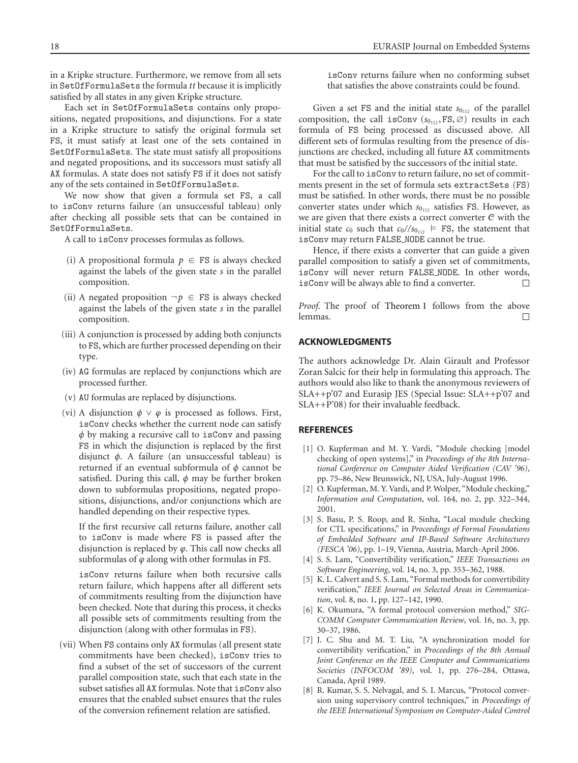in a Kripke structure. Furthermore, we remove from all sets in SetOfFormulaSets the formula *tt* because it is implicitly satisfied by all states in any given Kripke structure.

Each set in SetOfFormulaSets contains only propositions, negated propositions, and disjunctions. For a state in a Kripke structure to satisfy the original formula set FS, it must satisfy at least one of the sets contained in SetOfFormulaSets. The state must satisfy all propositions and negated propositions, and its successors must satisfy all AX formulas. A state does not satisfy FS if it does not satisfy any of the sets contained in SetOfFormulaSets.

We now show that given a formula set FS, a call to isConv returns failure (an unsuccessful tableau) only after checking all possible sets that can be contained in SetOfFormulaSets.

A call to isConv processes formulas as follows.

(i) A propositional formula $p \in$ FS is always checked against the labels of the given state $s$ in the parallel composition.

(ii) A negated proposition $\neg p \in$ FS is always checked against the labels of the given state $s$ in the parallel composition.

(iii) A conjunction is processed by adding both conjuncts to FS, which are further processed depending on their type.

(iv) AG formulas are replaced by conjunctions which are processed further.

(v) AU formulas are replaced by disjunctions.

(vi) A disjunction $\phi \vee \varphi$ is processed as follows. First, isConv checks whether the current node can satisfy $\phi$ by making a recursive call to isConv and passing FS in which the disjunction is replaced by the first disjunct $\phi$. A failure (an unsuccessful tableau) is returned if an eventual subformula of $\phi$ cannot be satisfied. During this call, $\phi$ may be further broken down to subformulas propositions, negated propositions, disjunctions, and/or conjunctions which are handled depending on their respective types.

If the first recursive call returns failure, another call to isConv is made where FS is passed after the disjunction is replaced by $\varphi$. This call now checks all subformulas of $\varphi$ along with other formulas in FS.

isConv returns failure when both recursive calls return failure, which happens after all different sets of commitments resulting from the disjunction have been checked. Note that during this process, it checks all possible sets of commitments resulting from the disjunction (along with other formulas in FS).

(vii) When FS contains only AX formulas (all present state commitments have been checked), isConv tries to find a subset of the set of successors of the current parallel composition state, such that each state in the subset satisfies all AX formulas. Note that isConv also ensures that the enabled subset ensures that the rules of the conversion refinement relation are satisfied.

isConv returns failure when no conforming subset that satisfies the above constraints could be found.

Given a set FS and the initial state $s_{0_{1\|2}}$ of the parallel composition, the call isConv $(s_{0_{1\|2}}, \text{FS}, \varnothing)$ results in each formula of FS being processed as discussed above. All different sets of formulas resulting from the presence of disjunctions are checked, including all future AX commitments that must be satisfied by the successors of the initial state.

For the call to isConv to return failure, no set of commitments present in the set of formula sets extractSets (FS) must be satisfied. In other words, there must be no possible converter states under which $s_{0_{1\|2}}$ satisfies FS. However, as we are given that there exists a correct converter $\mathcal{C}$ with the initial state $c_0$ such that $c_0 // s_{0_{1\|2}} \models$ FS, the statement that isConv may return FALSE_NODE cannot be true.

Hence, if there exists a converter that can guide a given parallel composition to satisfy a given set of commitments, isConv will never return FALSE_NODE. In other words, isConv will be always able to find a converter. □

*Proof.* The proof of Theorem 1 follows from the above lemmas. □

## ACKNOWLEDGMENTS

The authors acknowledge Dr. Alain Girault and Professor Zoran Salcic for their help in formulating this approach. The authors would also like to thank the anonymous reviewers of SLA++p'07 and Eurasip JES (Special Issue: SLA++p'07 and SLA++P'08) for their invaluable feedback.

## REFERENCES

[1] O. Kupferman and M. Y. Vardi, "Module checking [model checking of open systems]," in *Proceedings of the 8th International Conference on Computer Aided Verification (CAV '96)*, pp. 75–86, New Brunswick, NJ, USA, July-August 1996.

[2] O. Kupferman, M. Y. Vardi, and P. Wolper, "Module checking," *Information and Computation*, vol. 164, no. 2, pp. 322–344, 2001.

[3] S. Basu, P. S. Roop, and R. Sinha, "Local module checking for CTL specifications," in *Proceedings of Formal Foundations of Embedded Software and IP-Based Software Architectures (FESCA '06)*, pp. 1–19, Vienna, Austria, March-April 2006.

[4] S. S. Lam, "Convertibility verification," *IEEE Transactions on Software Engineering*, vol. 14, no. 3, pp. 353–362, 1988.

[5] K. L. Calvert and S. S. Lam, "Formal methods for convertibility verification," *IEEE Journal on Selected Areas in Communication*, vol. 8, no. 1, pp. 127–142, 1990.

[6] K. Okumura, "A formal protocol conversion method," *SIGCOMM Computer Communication Review*, vol. 16, no. 3, pp. 30–37, 1986.

[7] J. C. Shu and M. T. Liu, "A synchronization model for convertibility verification," in *Proceedings of the 8th Annual Joint Conference on the IEEE Computer and Communications Societies (INFOCOM '89)*, vol. 1, pp. 276–284, Ottawa, Canada, April 1989.

[8] R. Kumar, S. S. Nelvagal, and S. I. Marcus, "Protocol conversion using supervisory control techniques," in *Proceedings of the IEEE International Symposium on Computer-Aided Control*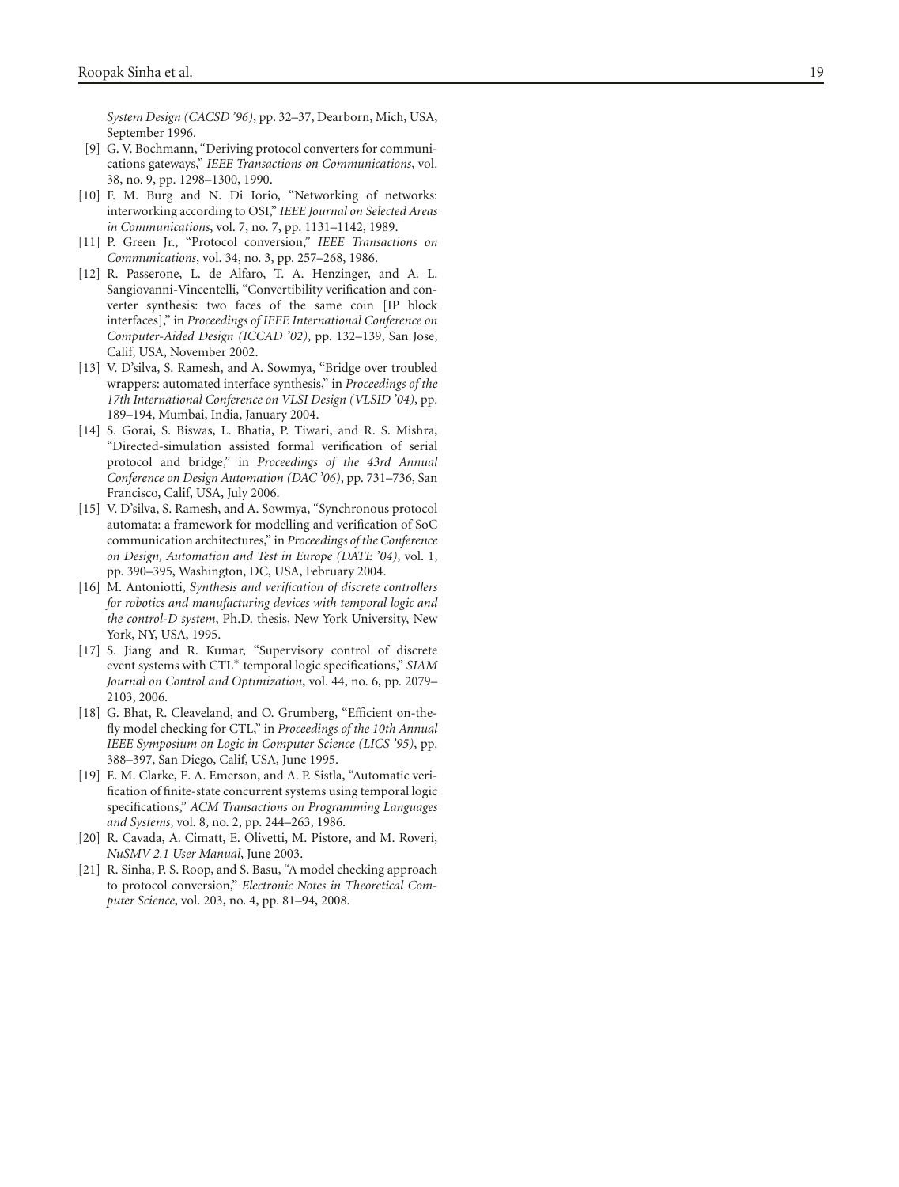*System Design (CACSD '96)*, pp. 32–37, Dearborn, Mich, USA, September 1996.

[9] G. V. Bochmann, "Deriving protocol converters for communications gateways," *IEEE Transactions on Communications*, vol. 38, no. 9, pp. 1298–1300, 1990.

[10] F. M. Burg and N. Di Iorio, "Networking of networks: interworking according to OSI," *IEEE Journal on Selected Areas in Communications*, vol. 7, no. 7, pp. 1131–1142, 1989.

[11] P. Green Jr., "Protocol conversion," *IEEE Transactions on Communications*, vol. 34, no. 3, pp. 257–268, 1986.

[12] R. Passerone, L. de Alfaro, T. A. Henzinger, and A. L. Sangiovanni-Vincentelli, "Convertibility verification and converter synthesis: two faces of the same coin [IP block interfaces]," in *Proceedings of IEEE International Conference on Computer-Aided Design (ICCAD '02)*, pp. 132–139, San Jose, Calif, USA, November 2002.

[13] V. D'silva, S. Ramesh, and A. Sowmya, "Bridge over troubled wrappers: automated interface synthesis," in *Proceedings of the 17th International Conference on VLSI Design (VLSID '04)*, pp. 189–194, Mumbai, India, January 2004.

[14] S. Gorai, S. Biswas, L. Bhatia, P. Tiwari, and R. S. Mishra, "Directed-simulation assisted formal verification of serial protocol and bridge," in *Proceedings of the 43rd Annual Conference on Design Automation (DAC '06)*, pp. 731–736, San Francisco, Calif, USA, July 2006.

[15] V. D'silva, S. Ramesh, and A. Sowmya, "Synchronous protocol automata: a framework for modelling and verification of SoC communication architectures," in *Proceedings of the Conference on Design, Automation and Test in Europe (DATE '04)*, vol. 1, pp. 390–395, Washington, DC, USA, February 2004.

[16] M. Antoniotti, *Synthesis and verification of discrete controllers for robotics and manufacturing devices with temporal logic and the control-D system*, Ph.D. thesis, New York University, New York, NY, USA, 1995.

[17] S. Jiang and R. Kumar, "Supervisory control of discrete event systems with CTL* temporal logic specifications," *SIAM Journal on Control and Optimization*, vol. 44, no. 6, pp. 2079–2103, 2006.

[18] G. Bhat, R. Cleaveland, and O. Grumberg, "Efficient on-the-fly model checking for CTL," in *Proceedings of the 10th Annual IEEE Symposium on Logic in Computer Science (LICS '95)*, pp. 388–397, San Diego, Calif, USA, June 1995.

[19] E. M. Clarke, E. A. Emerson, and A. P. Sistla, "Automatic verification of finite-state concurrent systems using temporal logic specifications," *ACM Transactions on Programming Languages and Systems*, vol. 8, no. 2, pp. 244–263, 1986.

[20] R. Cavada, A. Cimatt, E. Olivetti, M. Pistore, and M. Roveri, *NuSMV 2.1 User Manual*, June 2003.

[21] R. Sinha, P. S. Roop, and S. Basu, "A model checking approach to protocol conversion," *Electronic Notes in Theoretical Computer Science*, vol. 203, no. 4, pp. 81–94, 2008.